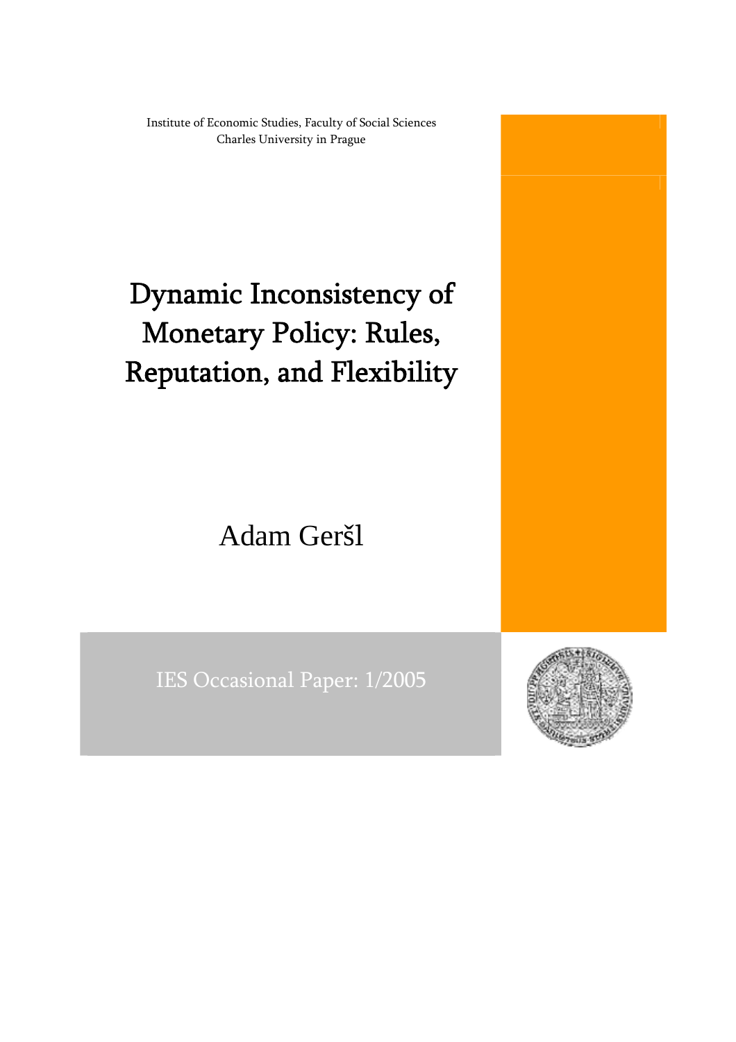Institute of Economic Studies, Faculty of Social Sciences
Charles University in Prague

# Dynamic Inconsistency of Monetary Policy: Rules, Reputation, and Flexibility

Adam Geršl

IES Occasional Paper: 1/2005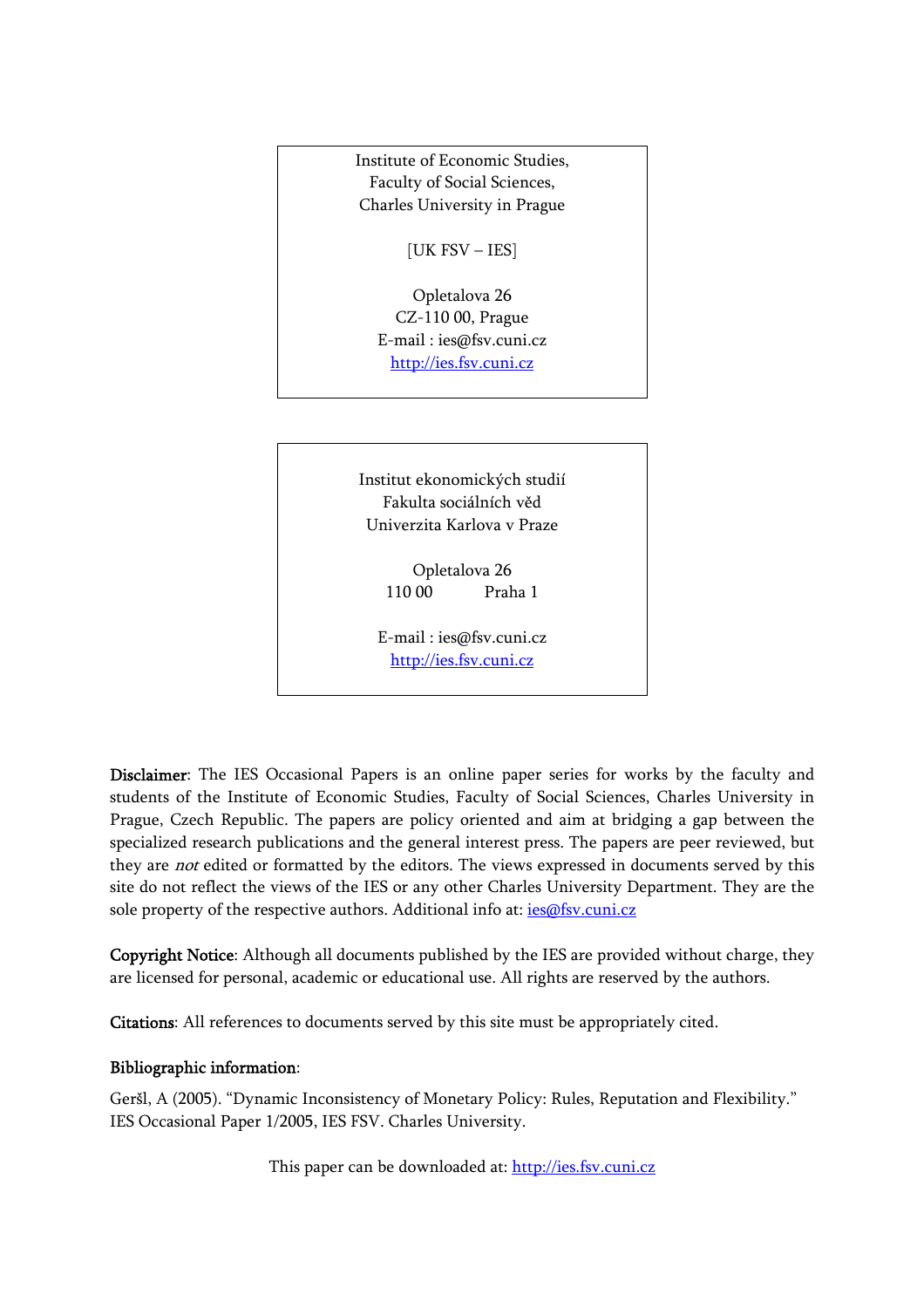Institute of Economic Studies,
Faculty of Social Sciences,
Charles University in Prague

[UK FSV – IES]

Opletalova 26
CZ-110 00, Prague
E-mail : ies@fsv.cuni.cz
http://ies.fsv.cuni.cz

Institut ekonomických studií
Fakulta sociálních věd
Univerzita Karlova v Praze

Opletalova 26
110 00 Praha 1

E-mail : ies@fsv.cuni.cz
http://ies.fsv.cuni.cz

**Disclaimer**: The IES Occasional Papers is an online paper series for works by the faculty and students of the Institute of Economic Studies, Faculty of Social Sciences, Charles University in Prague, Czech Republic. The papers are policy oriented and aim at bridging a gap between the specialized research publications and the general interest press. The papers are peer reviewed, but they are *not* edited or formatted by the editors. The views expressed in documents served by this site do not reflect the views of the IES or any other Charles University Department. They are the sole property of the respective authors. Additional info at: ies@fsv.cuni.cz

**Copyright Notice**: Although all documents published by the IES are provided without charge, they are licensed for personal, academic or educational use. All rights are reserved by the authors.

**Citations**: All references to documents served by this site must be appropriately cited.

**Bibliographic information**:

Geršl, A (2005). "Dynamic Inconsistency of Monetary Policy: Rules, Reputation and Flexibility." IES Occasional Paper 1/2005, IES FSV. Charles University.

This paper can be downloaded at: http://ies.fsv.cuni.cz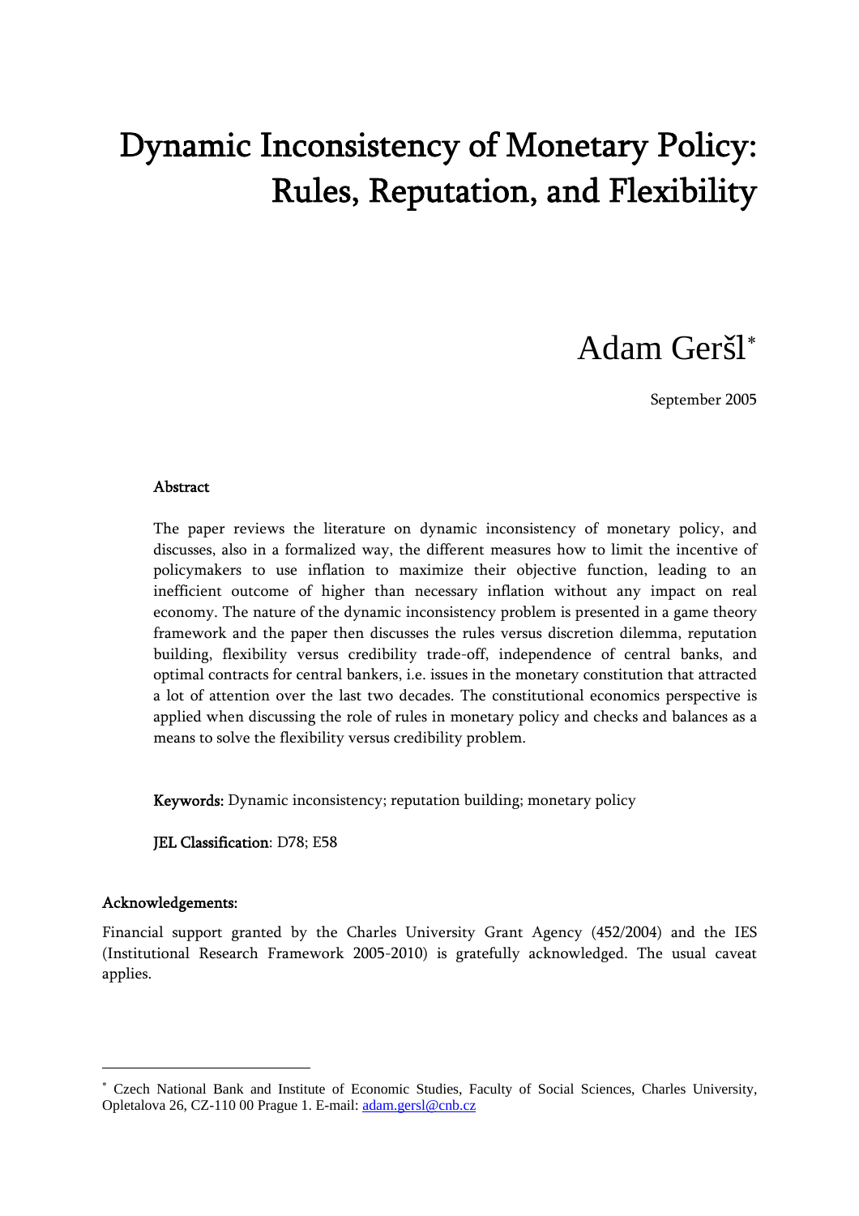# Dynamic Inconsistency of Monetary Policy: Rules, Reputation, and Flexibility

Adam Geršl[*]

September 2005

### Abstract

The paper reviews the literature on dynamic inconsistency of monetary policy, and discusses, also in a formalized way, the different measures how to limit the incentive of policymakers to use inflation to maximize their objective function, leading to an inefficient outcome of higher than necessary inflation without any impact on real economy. The nature of the dynamic inconsistency problem is presented in a game theory framework and the paper then discusses the rules versus discretion dilemma, reputation building, flexibility versus credibility trade-off, independence of central banks, and optimal contracts for central bankers, i.e. issues in the monetary constitution that attracted a lot of attention over the last two decades. The constitutional economics perspective is applied when discussing the role of rules in monetary policy and checks and balances as a means to solve the flexibility versus credibility problem.

**Keywords:** Dynamic inconsistency; reputation building; monetary policy

**JEL Classification**: D78; E58

### Acknowledgements:

Financial support granted by the Charles University Grant Agency (452/2004) and the IES (Institutional Research Framework 2005-2010) is gratefully acknowledged. The usual caveat applies.

---

[*] Czech National Bank and Institute of Economic Studies, Faculty of Social Sciences, Charles University, Opletalova 26, CZ-110 00 Prague 1. E-mail: adam.gersl@cnb.cz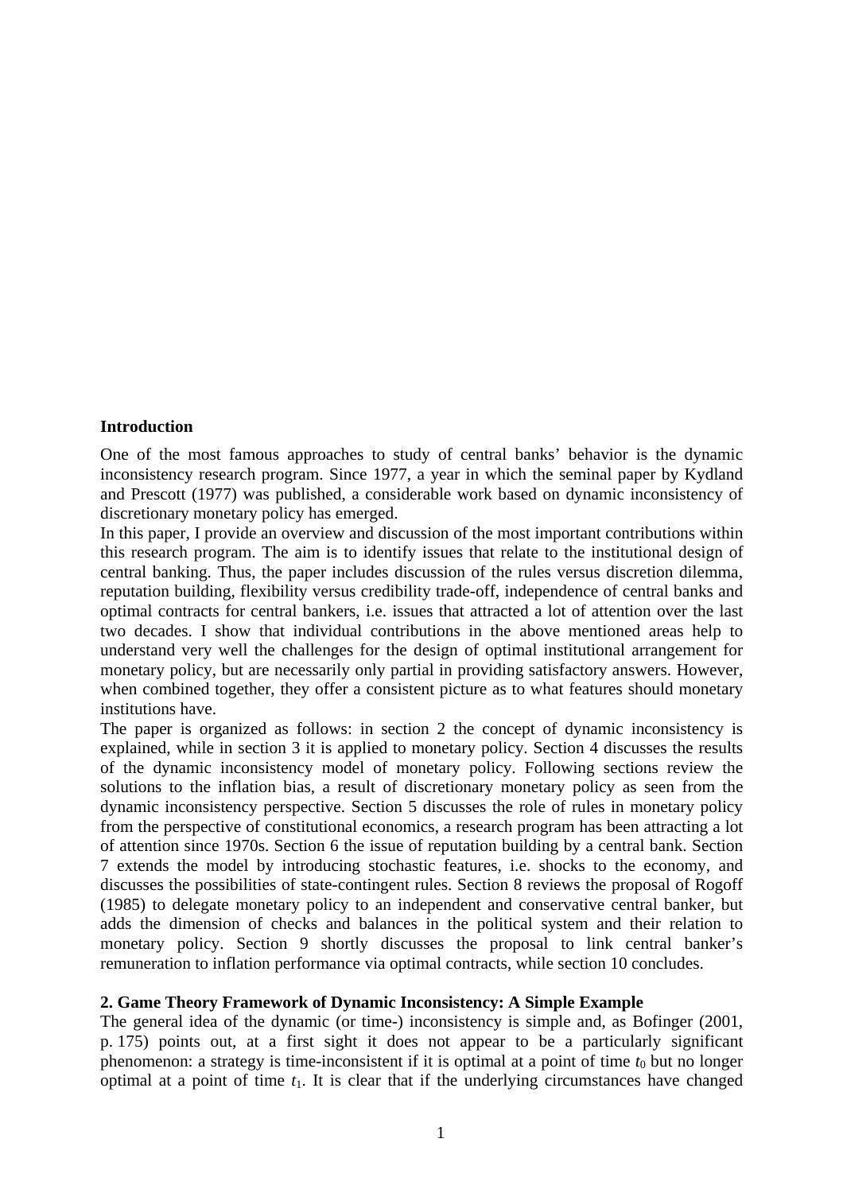**Introduction**

One of the most famous approaches to study of central banks' behavior is the dynamic inconsistency research program. Since 1977, a year in which the seminal paper by Kydland and Prescott (1977) was published, a considerable work based on dynamic inconsistency of discretionary monetary policy has emerged.

In this paper, I provide an overview and discussion of the most important contributions within this research program. The aim is to identify issues that relate to the institutional design of central banking. Thus, the paper includes discussion of the rules versus discretion dilemma, reputation building, flexibility versus credibility trade-off, independence of central banks and optimal contracts for central bankers, i.e. issues that attracted a lot of attention over the last two decades. I show that individual contributions in the above mentioned areas help to understand very well the challenges for the design of optimal institutional arrangement for monetary policy, but are necessarily only partial in providing satisfactory answers. However, when combined together, they offer a consistent picture as to what features should monetary institutions have.

The paper is organized as follows: in section 2 the concept of dynamic inconsistency is explained, while in section 3 it is applied to monetary policy. Section 4 discusses the results of the dynamic inconsistency model of monetary policy. Following sections review the solutions to the inflation bias, a result of discretionary monetary policy as seen from the dynamic inconsistency perspective. Section 5 discusses the role of rules in monetary policy from the perspective of constitutional economics, a research program has been attracting a lot of attention since 1970s. Section 6 the issue of reputation building by a central bank. Section 7 extends the model by introducing stochastic features, i.e. shocks to the economy, and discusses the possibilities of state-contingent rules. Section 8 reviews the proposal of Rogoff (1985) to delegate monetary policy to an independent and conservative central banker, but adds the dimension of checks and balances in the political system and their relation to monetary policy. Section 9 shortly discusses the proposal to link central banker's remuneration to inflation performance via optimal contracts, while section 10 concludes.

**2. Game Theory Framework of Dynamic Inconsistency: A Simple Example**

The general idea of the dynamic (or time-) inconsistency is simple and, as Bofinger (2001, p. 175) points out, at a first sight it does not appear to be a particularly significant phenomenon: a strategy is time-inconsistent if it is optimal at a point of time $t_0$ but no longer optimal at a point of time $t_1$. It is clear that if the underlying circumstances have changed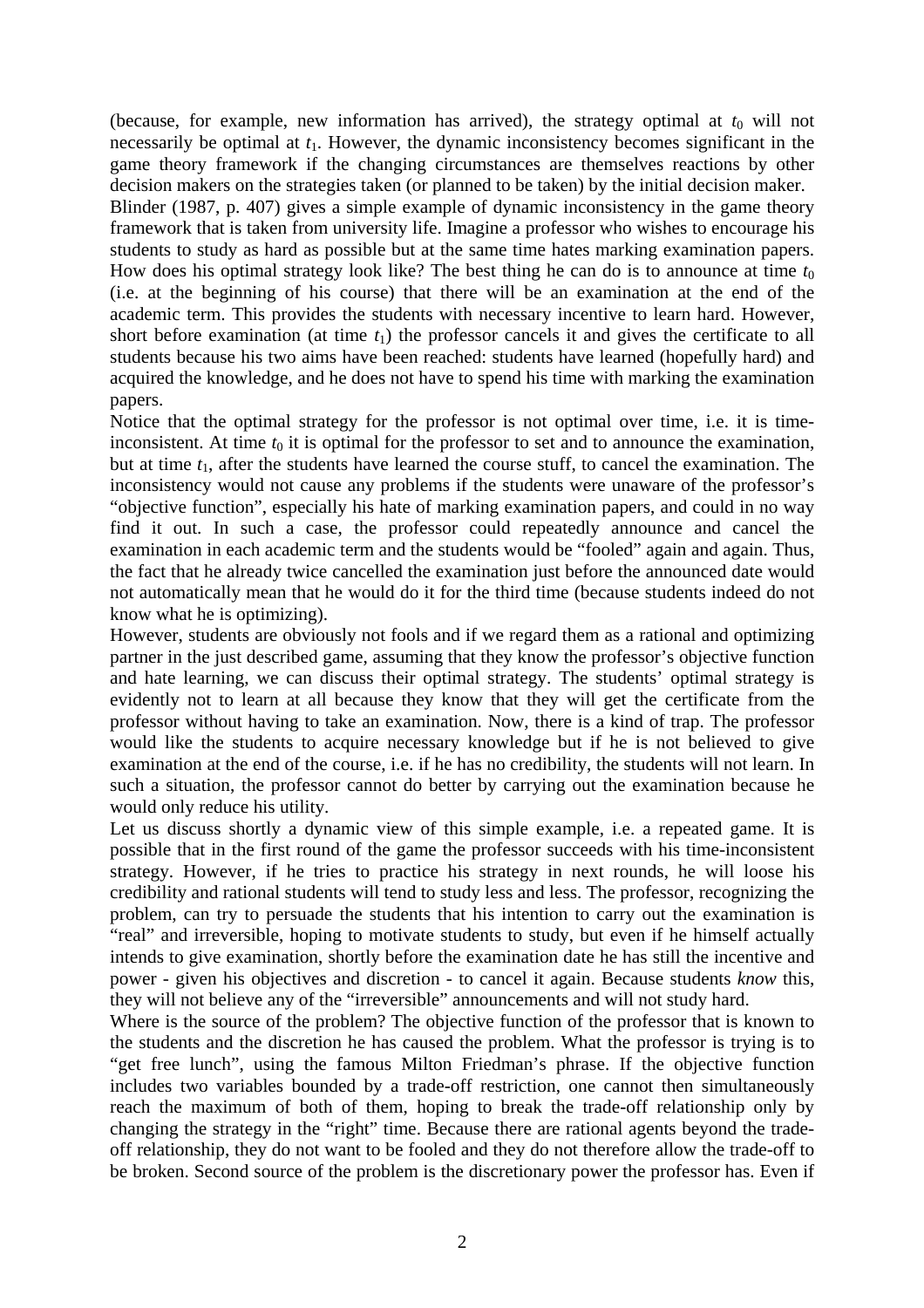(because, for example, new information has arrived), the strategy optimal at $t_0$ will not necessarily be optimal at $t_1$. However, the dynamic inconsistency becomes significant in the game theory framework if the changing circumstances are themselves reactions by other decision makers on the strategies taken (or planned to be taken) by the initial decision maker.

Blinder (1987, p. 407) gives a simple example of dynamic inconsistency in the game theory framework that is taken from university life. Imagine a professor who wishes to encourage his students to study as hard as possible but at the same time hates marking examination papers. How does his optimal strategy look like? The best thing he can do is to announce at time $t_0$ (i.e. at the beginning of his course) that there will be an examination at the end of the academic term. This provides the students with necessary incentive to learn hard. However, short before examination (at time $t_1$) the professor cancels it and gives the certificate to all students because his two aims have been reached: students have learned (hopefully hard) and acquired the knowledge, and he does not have to spend his time with marking the examination papers.

Notice that the optimal strategy for the professor is not optimal over time, i.e. it is time-inconsistent. At time $t_0$ it is optimal for the professor to set and to announce the examination, but at time $t_1$, after the students have learned the course stuff, to cancel the examination. The inconsistency would not cause any problems if the students were unaware of the professor's "objective function", especially his hate of marking examination papers, and could in no way find it out. In such a case, the professor could repeatedly announce and cancel the examination in each academic term and the students would be "fooled" again and again. Thus, the fact that he already twice cancelled the examination just before the announced date would not automatically mean that he would do it for the third time (because students indeed do not know what he is optimizing).

However, students are obviously not fools and if we regard them as a rational and optimizing partner in the just described game, assuming that they know the professor's objective function and hate learning, we can discuss their optimal strategy. The students' optimal strategy is evidently not to learn at all because they know that they will get the certificate from the professor without having to take an examination. Now, there is a kind of trap. The professor would like the students to acquire necessary knowledge but if he is not believed to give examination at the end of the course, i.e. if he has no credibility, the students will not learn. In such a situation, the professor cannot do better by carrying out the examination because he would only reduce his utility.

Let us discuss shortly a dynamic view of this simple example, i.e. a repeated game. It is possible that in the first round of the game the professor succeeds with his time-inconsistent strategy. However, if he tries to practice his strategy in next rounds, he will loose his credibility and rational students will tend to study less and less. The professor, recognizing the problem, can try to persuade the students that his intention to carry out the examination is "real" and irreversible, hoping to motivate students to study, but even if he himself actually intends to give examination, shortly before the examination date he has still the incentive and power - given his objectives and discretion - to cancel it again. Because students *know* this, they will not believe any of the "irreversible" announcements and will not study hard.

Where is the source of the problem? The objective function of the professor that is known to the students and the discretion he has caused the problem. What the professor is trying is to "get free lunch", using the famous Milton Friedman's phrase. If the objective function includes two variables bounded by a trade-off restriction, one cannot then simultaneously reach the maximum of both of them, hoping to break the trade-off relationship only by changing the strategy in the "right" time. Because there are rational agents beyond the trade-off relationship, they do not want to be fooled and they do not therefore allow the trade-off to be broken. Second source of the problem is the discretionary power the professor has. Even if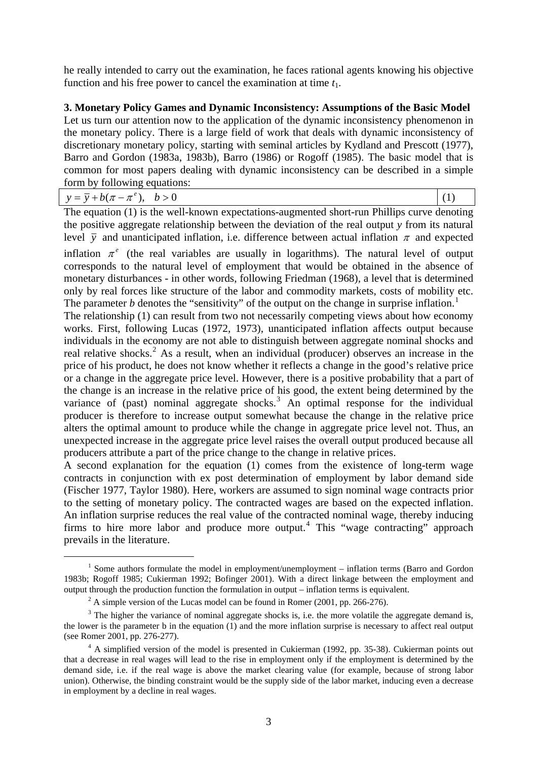he really intended to carry out the examination, he faces rational agents knowing his objective function and his free power to cancel the examination at time $t_1$.

**3. Monetary Policy Games and Dynamic Inconsistency: Assumptions of the Basic Model**

Let us turn our attention now to the application of the dynamic inconsistency phenomenon in the monetary policy. There is a large field of work that deals with dynamic inconsistency of discretionary monetary policy, starting with seminal articles by Kydland and Prescott (1977), Barro and Gordon (1983a, 1983b), Barro (1986) or Rogoff (1985). The basic model that is common for most papers dealing with dynamic inconsistency can be described in a simple form by following equations:

$$y = \bar{y} + b(\pi - \pi^e), \quad b > 0 \tag{1}$$

The equation (1) is the well-known expectations-augmented short-run Phillips curve denoting the positive aggregate relationship between the deviation of the real output $y$ from its natural level $\bar{y}$ and unanticipated inflation, i.e. difference between actual inflation $\pi$ and expected inflation $\pi^e$ (the real variables are usually in logarithms). The natural level of output corresponds to the natural level of employment that would be obtained in the absence of monetary disturbances - in other words, following Friedman (1968), a level that is determined only by real forces like structure of the labor and commodity markets, costs of mobility etc. The parameter $b$ denotes the "sensitivity" of the output on the change in surprise inflation.[1]

The relationship (1) can result from two not necessarily competing views about how economy works. First, following Lucas (1972, 1973), unanticipated inflation affects output because individuals in the economy are not able to distinguish between aggregate nominal shocks and real relative shocks.[2] As a result, when an individual (producer) observes an increase in the price of his product, he does not know whether it reflects a change in the good's relative price or a change in the aggregate price level. However, there is a positive probability that a part of the change is an increase in the relative price of his good, the extent being determined by the variance of (past) nominal aggregate shocks.[3] An optimal response for the individual producer is therefore to increase output somewhat because the change in the relative price alters the optimal amount to produce while the change in aggregate price level not. Thus, an unexpected increase in the aggregate price level raises the overall output produced because all producers attribute a part of the price change to the change in relative prices.

A second explanation for the equation (1) comes from the existence of long-term wage contracts in conjunction with ex post determination of employment by labor demand side (Fischer 1977, Taylor 1980). Here, workers are assumed to sign nominal wage contracts prior to the setting of monetary policy. The contracted wages are based on the expected inflation. An inflation surprise reduces the real value of the contracted nominal wage, thereby inducing firms to hire more labor and produce more output.[4] This "wage contracting" approach prevails in the literature.

---

[1] Some authors formulate the model in employment/unemployment – inflation terms (Barro and Gordon 1983b; Rogoff 1985; Cukierman 1992; Bofinger 2001). With a direct linkage between the employment and output through the production function the formulation in output – inflation terms is equivalent.

[2] A simple version of the Lucas model can be found in Romer (2001, pp. 266-276).

[3] The higher the variance of nominal aggregate shocks is, i.e. the more volatile the aggregate demand is, the lower is the parameter b in the equation (1) and the more inflation surprise is necessary to affect real output (see Romer 2001, pp. 276-277).

[4] A simplified version of the model is presented in Cukierman (1992, pp. 35-38). Cukierman points out that a decrease in real wages will lead to the rise in employment only if the employment is determined by the demand side, i.e. if the real wage is above the market clearing value (for example, because of strong labor union). Otherwise, the binding constraint would be the supply side of the labor market, inducing even a decrease in employment by a decline in real wages.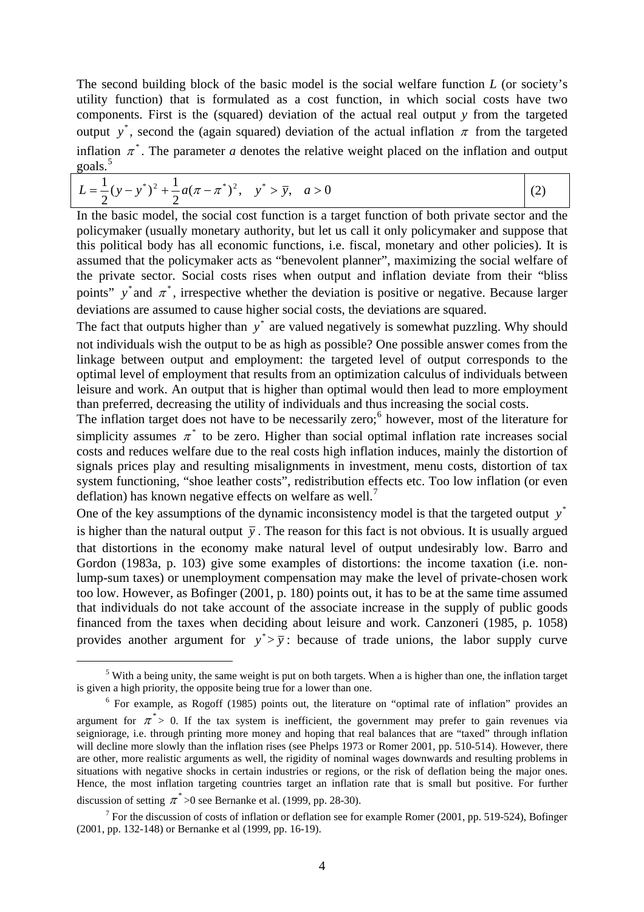The second building block of the basic model is the social welfare function $L$ (or society's utility function) that is formulated as a cost function, in which social costs have two components. First is the (squared) deviation of the actual real output $y$ from the targeted output $y^*$, second the (again squared) deviation of the actual inflation $\pi$ from the targeted inflation $\pi^*$. The parameter $a$ denotes the relative weight placed on the inflation and output goals.[5]

$$L = \frac{1}{2}(y - y^*)^2 + \frac{1}{2}a(\pi - \pi^*)^2, \quad y^* > \bar{y}, \quad a > 0 \tag{2}$$

In the basic model, the social cost function is a target function of both private sector and the policymaker (usually monetary authority, but let us call it only policymaker and suppose that this political body has all economic functions, i.e. fiscal, monetary and other policies). It is assumed that the policymaker acts as "benevolent planner", maximizing the social welfare of the private sector. Social costs rises when output and inflation deviate from their "bliss points" $y^*$ and $\pi^*$, irrespective whether the deviation is positive or negative. Because larger deviations are assumed to cause higher social costs, the deviations are squared.

The fact that outputs higher than $y^*$ are valued negatively is somewhat puzzling. Why should not individuals wish the output to be as high as possible? One possible answer comes from the linkage between output and employment: the targeted level of output corresponds to the optimal level of employment that results from an optimization calculus of individuals between leisure and work. An output that is higher than optimal would then lead to more employment than preferred, decreasing the utility of individuals and thus increasing the social costs.

The inflation target does not have to be necessarily zero;[6] however, most of the literature for simplicity assumes $\pi^*$ to be zero. Higher than social optimal inflation rate increases social costs and reduces welfare due to the real costs high inflation induces, mainly the distortion of signals prices play and resulting misalignments in investment, menu costs, distortion of tax system functioning, "shoe leather costs", redistribution effects etc. Too low inflation (or even deflation) has known negative effects on welfare as well.[7]

One of the key assumptions of the dynamic inconsistency model is that the targeted output $y^*$ is higher than the natural output $\bar{y}$. The reason for this fact is not obvious. It is usually argued that distortions in the economy make natural level of output undesirably low. Barro and Gordon (1983a, p. 103) give some examples of distortions: the income taxation (i.e. non-lump-sum taxes) or unemployment compensation may make the level of private-chosen work too low. However, as Bofinger (2001, p. 180) points out, it has to be at the same time assumed that individuals do not take account of the associate increase in the supply of public goods financed from the taxes when deciding about leisure and work. Canzoneri (1985, p. 1058) provides another argument for $y^* > \bar{y}$: because of trade unions, the labor supply curve

---

[5] With a being unity, the same weight is put on both targets. When a is higher than one, the inflation target is given a high priority, the opposite being true for a lower than one.

[6] For example, as Rogoff (1985) points out, the literature on "optimal rate of inflation" provides an argument for $\pi^* > 0$. If the tax system is inefficient, the government may prefer to gain revenues via seigniorage, i.e. through printing more money and hoping that real balances that are "taxed" through inflation will decline more slowly than the inflation rises (see Phelps 1973 or Romer 2001, pp. 510-514). However, there are other, more realistic arguments as well, the rigidity of nominal wages downwards and resulting problems in situations with negative shocks in certain industries or regions, or the risk of deflation being the major ones. Hence, the most inflation targeting countries target an inflation rate that is small but positive. For further discussion of setting $\pi^* > 0$ see Bernanke et al. (1999, pp. 28-30).

[7] For the discussion of costs of inflation or deflation see for example Romer (2001, pp. 519-524), Bofinger (2001, pp. 132-148) or Bernanke et al (1999, pp. 16-19).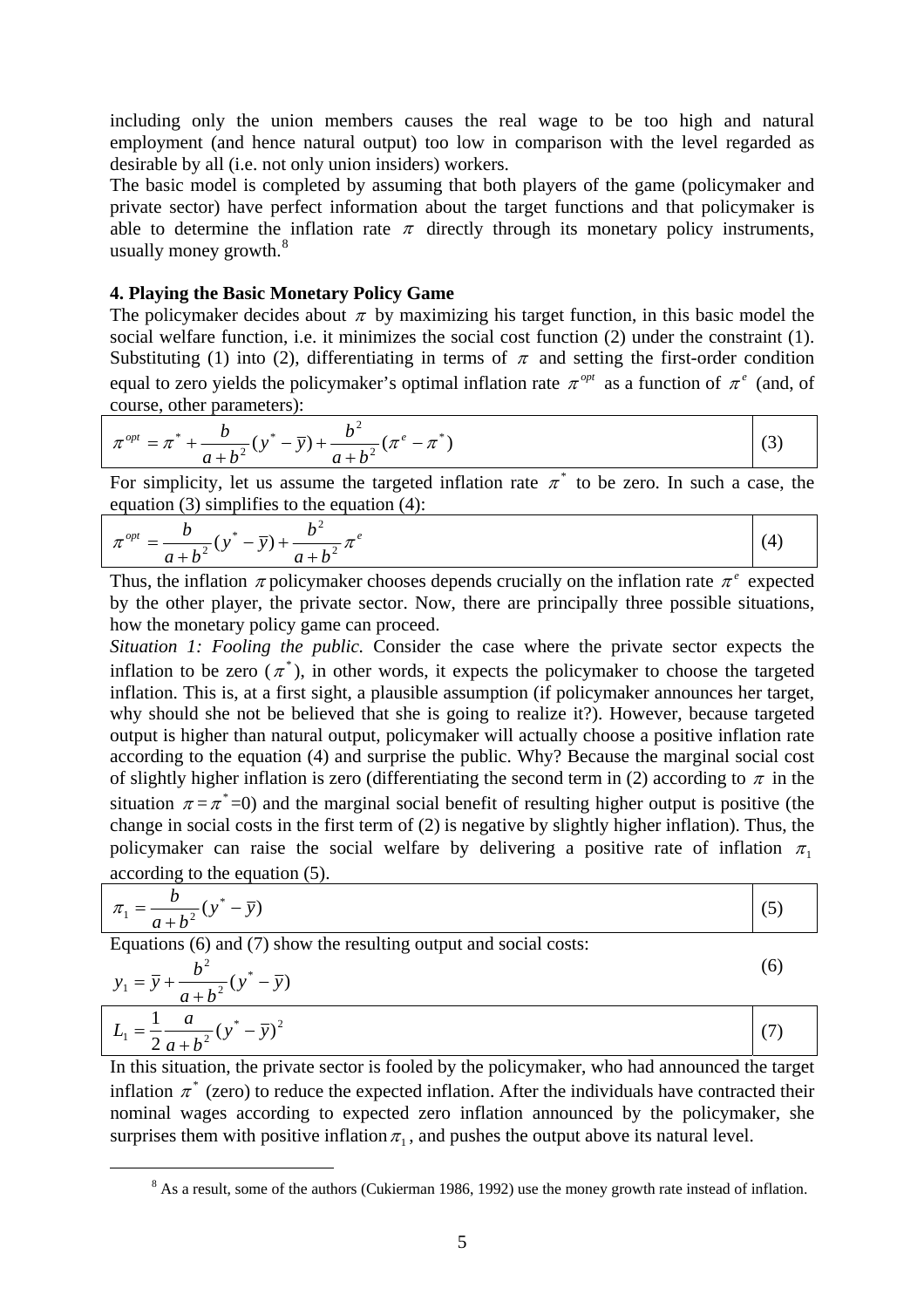including only the union members causes the real wage to be too high and natural employment (and hence natural output) too low in comparison with the level regarded as desirable by all (i.e. not only union insiders) workers.

The basic model is completed by assuming that both players of the game (policymaker and private sector) have perfect information about the target functions and that policymaker is able to determine the inflation rate $\pi$ directly through its monetary policy instruments, usually money growth.[8]

**4. Playing the Basic Monetary Policy Game**

The policymaker decides about $\pi$ by maximizing his target function, in this basic model the social welfare function, i.e. it minimizes the social cost function (2) under the constraint (1). Substituting (1) into (2), differentiating in terms of $\pi$ and setting the first-order condition equal to zero yields the policymaker's optimal inflation rate $\pi^{opt}$ as a function of $\pi^e$ (and, of course, other parameters):

$$\pi^{opt} = \pi^* + \frac{b}{a+b^2}(y^* - \bar{y}) + \frac{b^2}{a+b^2}(\pi^e - \pi^*) \tag{3}$$

For simplicity, let us assume the targeted inflation rate $\pi^*$ to be zero. In such a case, the equation (3) simplifies to the equation (4):

$$\pi^{opt} = \frac{b}{a+b^2}(y^* - \bar{y}) + \frac{b^2}{a+b^2}\pi^e \tag{4}$$

Thus, the inflation $\pi$ policymaker chooses depends crucially on the inflation rate $\pi^e$ expected by the other player, the private sector. Now, there are principally three possible situations, how the monetary policy game can proceed.

*Situation 1: Fooling the public.* Consider the case where the private sector expects the inflation to be zero ($\pi^*$), in other words, it expects the policymaker to choose the targeted inflation. This is, at a first sight, a plausible assumption (if policymaker announces her target, why should she not be believed that she is going to realize it?). However, because targeted output is higher than natural output, policymaker will actually choose a positive inflation rate according to the equation (4) and surprise the public. Why? Because the marginal social cost of slightly higher inflation is zero (differentiating the second term in (2) according to $\pi$ in the situation $\pi = \pi^*$=0) and the marginal social benefit of resulting higher output is positive (the change in social costs in the first term of (2) is negative by slightly higher inflation). Thus, the policymaker can raise the social welfare by delivering a positive rate of inflation $\pi_1$ according to the equation (5).

$$\pi_1 = \frac{b}{a+b^2}(y^* - \bar{y}) \tag{5}$$

Equations (6) and (7) show the resulting output and social costs:

$$y_1 = \bar{y} + \frac{b^2}{a+b^2}(y^* - \bar{y}) \tag{6}$$

$$L_1 = \frac{1}{2}\frac{a}{a+b^2}(y^* - \bar{y})^2 \tag{7}$$

In this situation, the private sector is fooled by the policymaker, who had announced the target inflation $\pi^*$ (zero) to reduce the expected inflation. After the individuals have contracted their nominal wages according to expected zero inflation announced by the policymaker, she surprises them with positive inflation $\pi_1$, and pushes the output above its natural level.

[8] As a result, some of the authors (Cukierman 1986, 1992) use the money growth rate instead of inflation.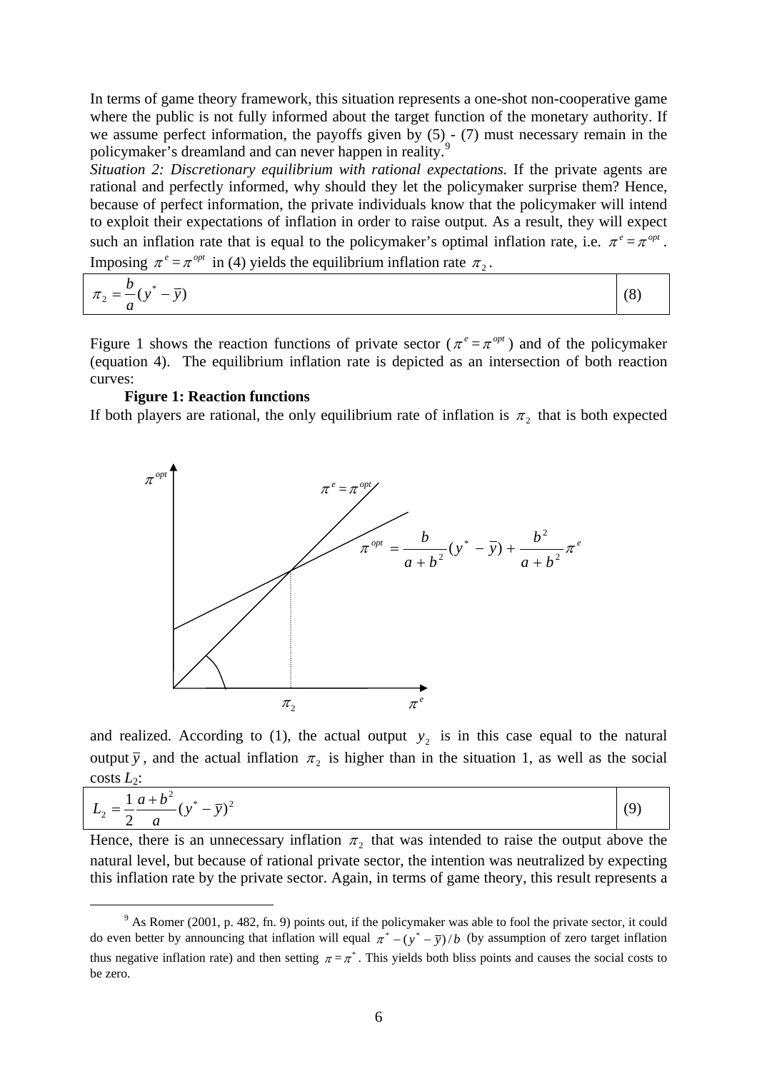In terms of game theory framework, this situation represents a one-shot non-cooperative game where the public is not fully informed about the target function of the monetary authority. If we assume perfect information, the payoffs given by (5) - (7) must necessary remain in the policymaker's dreamland and can never happen in reality.[9]

*Situation 2: Discretionary equilibrium with rational expectations.* If the private agents are rational and perfectly informed, why should they let the policymaker surprise them? Hence, because of perfect information, the private individuals know that the policymaker will intend to exploit their expectations of inflation in order to raise output. As a result, they will expect such an inflation rate that is equal to the policymaker's optimal inflation rate, i.e. $\pi^e = \pi^{opt}$. Imposing $\pi^e = \pi^{opt}$ in (4) yields the equilibrium inflation rate $\pi_2$.

$$\pi_2 = \frac{b}{a}(y^* - \bar{y}) \tag{8}$$

Figure 1 shows the reaction functions of private sector ($\pi^e = \pi^{opt}$) and of the policymaker (equation 4). The equilibrium inflation rate is depicted as an intersection of both reaction curves:

**Figure 1: Reaction functions**

If both players are rational, the only equilibrium rate of inflation is $\pi_2$ that is both expected

$$\pi^{opt} = \frac{b}{a+b^2}(y^* - \bar{y}) + \frac{b^2}{a+b^2}\pi^e$$

and realized. According to (1), the actual output $y_2$ is in this case equal to the natural output $\bar{y}$, and the actual inflation $\pi_2$ is higher than in the situation 1, as well as the social costs $L_2$:

$$L_2 = \frac{1}{2}\frac{a+b^2}{a}(y^* - \bar{y})^2 \tag{9}$$

Hence, there is an unnecessary inflation $\pi_2$ that was intended to raise the output above the natural level, but because of rational private sector, the intention was neutralized by expecting this inflation rate by the private sector. Again, in terms of game theory, this result represents a

[9] As Romer (2001, p. 482, fn. 9) points out, if the policymaker was able to fool the private sector, it could do even better by announcing that inflation will equal $\pi^* - (y^* - \bar{y})/b$ (by assumption of zero target inflation thus negative inflation rate) and then setting $\pi = \pi^*$. This yields both bliss points and causes the social costs to be zero.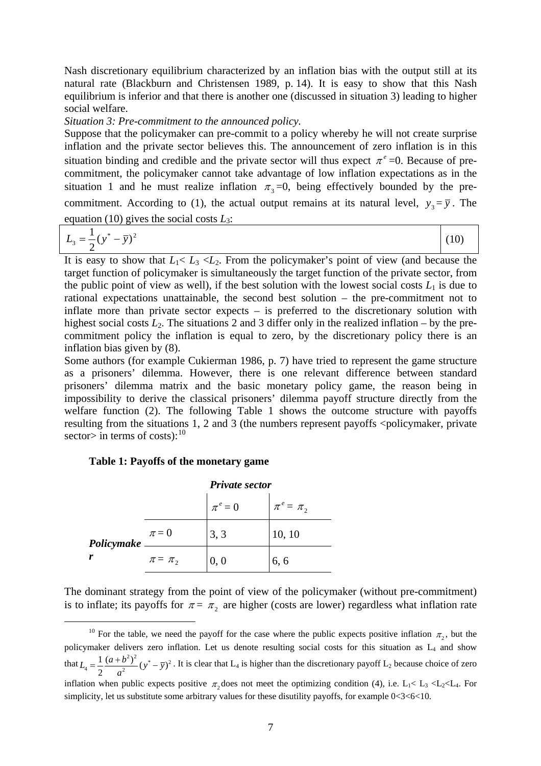Nash discretionary equilibrium characterized by an inflation bias with the output still at its natural rate (Blackburn and Christensen 1989, p. 14). It is easy to show that this Nash equilibrium is inferior and that there is another one (discussed in situation 3) leading to higher social welfare.

*Situation 3: Pre-commitment to the announced policy.*

Suppose that the policymaker can pre-commit to a policy whereby he will not create surprise inflation and the private sector believes this. The announcement of zero inflation is in this situation binding and credible and the private sector will thus expect $\pi^e=0$. Because of pre-commitment, the policymaker cannot take advantage of low inflation expectations as in the situation 1 and he must realize inflation $\pi_3=0$, being effectively bounded by the pre-commitment. According to (1), the actual output remains at its natural level, $y_3=\bar{y}$. The equation (10) gives the social costs $L_3$:

$$L_3 = \frac{1}{2}(y^* - \bar{y})^2 \tag{10}$$

It is easy to show that $L_1 < L_3 < L_2$. From the policymaker's point of view (and because the target function of policymaker is simultaneously the target function of the private sector, from the public point of view as well), if the best solution with the lowest social costs $L_1$ is due to rational expectations unattainable, the second best solution – the pre-commitment not to inflate more than private sector expects – is preferred to the discretionary solution with highest social costs $L_2$. The situations 2 and 3 differ only in the realized inflation – by the pre-commitment policy the inflation is equal to zero, by the discretionary policy there is an inflation bias given by (8).

Some authors (for example Cukierman 1986, p. 7) have tried to represent the game structure as a prisoners' dilemma. However, there is one relevant difference between standard prisoners' dilemma matrix and the basic monetary policy game, the reason being in impossibility to derive the classical prisoners' dilemma payoff structure directly from the welfare function (2). The following Table 1 shows the outcome structure with payoffs resulting from the situations 1, 2 and 3 (the numbers represent payoffs <policymaker, private sector> in terms of costs):[10]

**Table 1: Payoffs of the monetary game**

| | | ***Private sector*** | |
|---|---|---|---|
| | | $\pi^e = 0$ | $\pi^e = \pi_2$ |
| ***Policymaker*** | $\pi = 0$ | 3, 3 | 10, 10 |
| | $\pi = \pi_2$ | 0, 0 | 6, 6 |

The dominant strategy from the point of view of the policymaker (without pre-commitment) is to inflate; its payoffs for $\pi = \pi_2$ are higher (costs are lower) regardless what inflation rate

[10] For the table, we need the payoff for the case where the public expects positive inflation $\pi_2$, but the policymaker delivers zero inflation. Let us denote resulting social costs for this situation as $L_4$ and show that $L_4 = \frac{1}{2}\frac{(a+b^2)^2}{a^2}(y^* - \bar{y})^2$. It is clear that $L_4$ is higher than the discretionary payoff $L_2$ because choice of zero inflation when public expects positive $\pi_2$ does not meet the optimizing condition (4), i.e. $L_1 < L_3 < L_2 < L_4$. For simplicity, let us substitute some arbitrary values for these disutility payoffs, for example 0<3<6<10.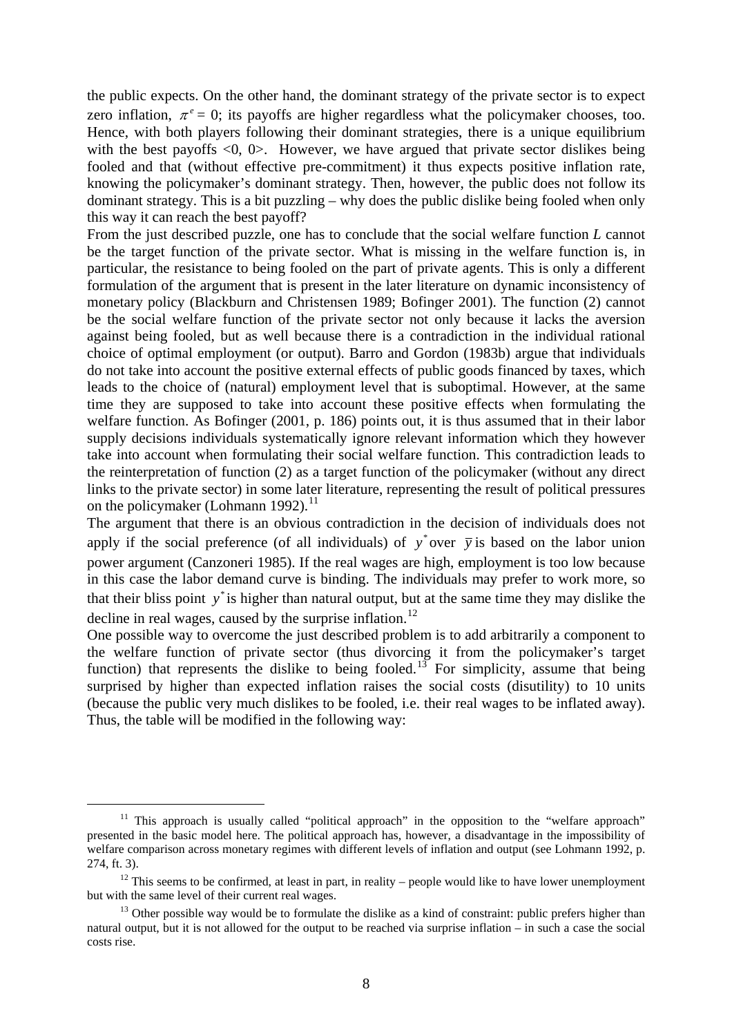the public expects. On the other hand, the dominant strategy of the private sector is to expect zero inflation, $\pi^e = 0$; its payoffs are higher regardless what the policymaker chooses, too. Hence, with both players following their dominant strategies, there is a unique equilibrium with the best payoffs <0, 0>. However, we have argued that private sector dislikes being fooled and that (without effective pre-commitment) it thus expects positive inflation rate, knowing the policymaker's dominant strategy. Then, however, the public does not follow its dominant strategy. This is a bit puzzling – why does the public dislike being fooled when only this way it can reach the best payoff?

From the just described puzzle, one has to conclude that the social welfare function *L* cannot be the target function of the private sector. What is missing in the welfare function is, in particular, the resistance to being fooled on the part of private agents. This is only a different formulation of the argument that is present in the later literature on dynamic inconsistency of monetary policy (Blackburn and Christensen 1989; Bofinger 2001). The function (2) cannot be the social welfare function of the private sector not only because it lacks the aversion against being fooled, but as well because there is a contradiction in the individual rational choice of optimal employment (or output). Barro and Gordon (1983b) argue that individuals do not take into account the positive external effects of public goods financed by taxes, which leads to the choice of (natural) employment level that is suboptimal. However, at the same time they are supposed to take into account these positive effects when formulating the welfare function. As Bofinger (2001, p. 186) points out, it is thus assumed that in their labor supply decisions individuals systematically ignore relevant information which they however take into account when formulating their social welfare function. This contradiction leads to the reinterpretation of function (2) as a target function of the policymaker (without any direct links to the private sector) in some later literature, representing the result of political pressures on the policymaker (Lohmann 1992).[11]

The argument that there is an obvious contradiction in the decision of individuals does not apply if the social preference (of all individuals) of $y^*$ over $\bar{y}$ is based on the labor union power argument (Canzoneri 1985). If the real wages are high, employment is too low because in this case the labor demand curve is binding. The individuals may prefer to work more, so that their bliss point $y^*$ is higher than natural output, but at the same time they may dislike the decline in real wages, caused by the surprise inflation.[12]

One possible way to overcome the just described problem is to add arbitrarily a component to the welfare function of private sector (thus divorcing it from the policymaker's target function) that represents the dislike to being fooled.[13] For simplicity, assume that being surprised by higher than expected inflation raises the social costs (disutility) to 10 units (because the public very much dislikes to be fooled, i.e. their real wages to be inflated away). Thus, the table will be modified in the following way:

[11] This approach is usually called "political approach" in the opposition to the "welfare approach" presented in the basic model here. The political approach has, however, a disadvantage in the impossibility of welfare comparison across monetary regimes with different levels of inflation and output (see Lohmann 1992, p. 274, ft. 3).

[12] This seems to be confirmed, at least in part, in reality – people would like to have lower unemployment but with the same level of their current real wages.

[13] Other possible way would be to formulate the dislike as a kind of constraint: public prefers higher than natural output, but it is not allowed for the output to be reached via surprise inflation – in such a case the social costs rise.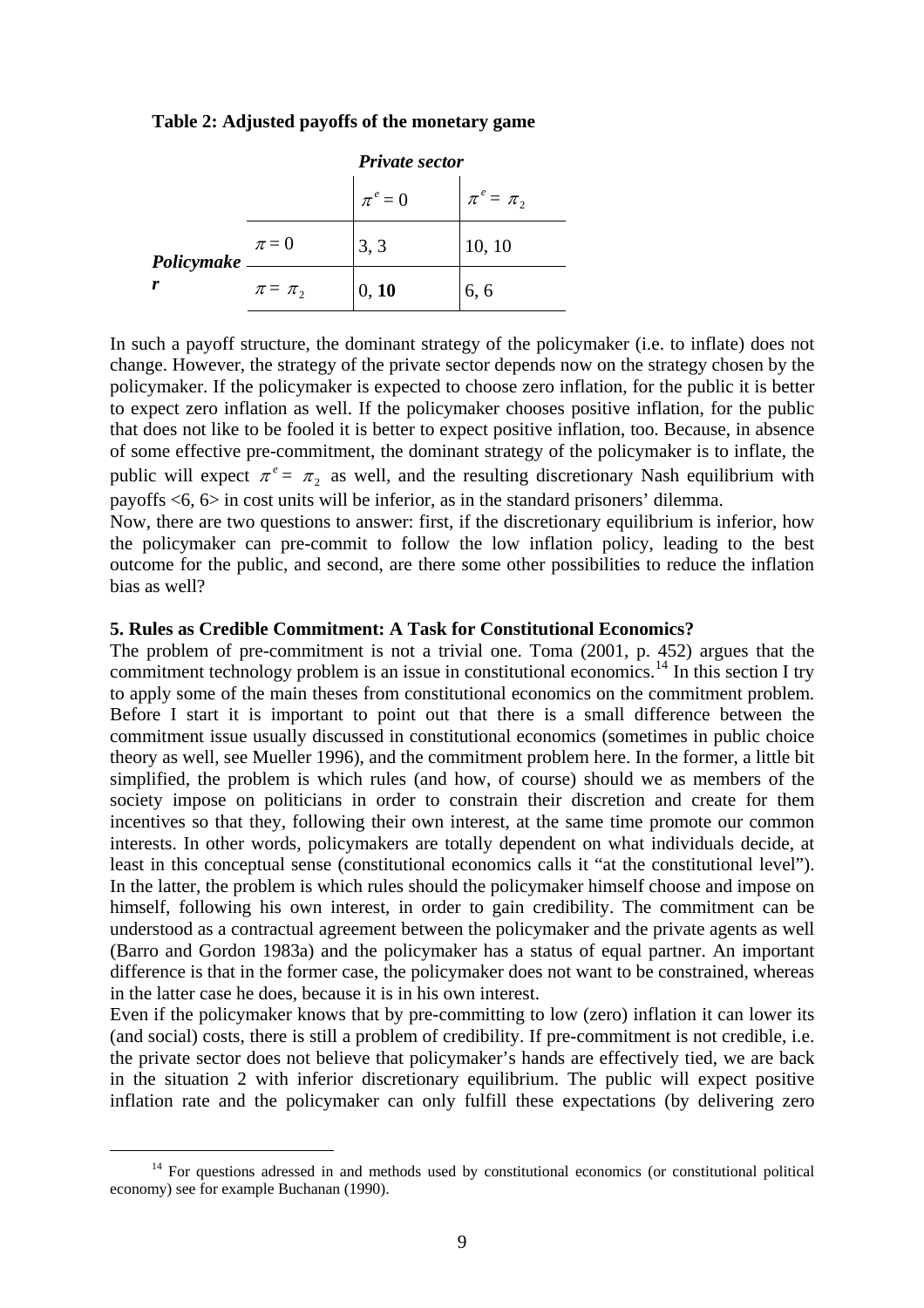**Table 2: Adjusted payoffs of the monetary game**

| | | *Private sector* | |
|---|---|---|---|
| | | $\pi^e = 0$ | $\pi^e = \pi_2$ |
| ***Policymaker*** | $\pi = 0$ | 3, 3 | 10, 10 |
| | $\pi = \pi_2$ | 0, **10** | 6, 6 |

In such a payoff structure, the dominant strategy of the policymaker (i.e. to inflate) does not change. However, the strategy of the private sector depends now on the strategy chosen by the policymaker. If the policymaker is expected to choose zero inflation, for the public it is better to expect zero inflation as well. If the policymaker chooses positive inflation, for the public that does not like to be fooled it is better to expect positive inflation, too. Because, in absence of some effective pre-commitment, the dominant strategy of the policymaker is to inflate, the public will expect $\pi^e = \pi_2$ as well, and the resulting discretionary Nash equilibrium with payoffs <6, 6> in cost units will be inferior, as in the standard prisoners' dilemma.

Now, there are two questions to answer: first, if the discretionary equilibrium is inferior, how the policymaker can pre-commit to follow the low inflation policy, leading to the best outcome for the public, and second, are there some other possibilities to reduce the inflation bias as well?

### 5. Rules as Credible Commitment: A Task for Constitutional Economics?

The problem of pre-commitment is not a trivial one. Toma (2001, p. 452) argues that the commitment technology problem is an issue in constitutional economics.[14] In this section I try to apply some of the main theses from constitutional economics on the commitment problem. Before I start it is important to point out that there is a small difference between the commitment issue usually discussed in constitutional economics (sometimes in public choice theory as well, see Mueller 1996), and the commitment problem here. In the former, a little bit simplified, the problem is which rules (and how, of course) should we as members of the society impose on politicians in order to constrain their discretion and create for them incentives so that they, following their own interest, at the same time promote our common interests. In other words, policymakers are totally dependent on what individuals decide, at least in this conceptual sense (constitutional economics calls it "at the constitutional level"). In the latter, the problem is which rules should the policymaker himself choose and impose on himself, following his own interest, in order to gain credibility. The commitment can be understood as a contractual agreement between the policymaker and the private agents as well (Barro and Gordon 1983a) and the policymaker has a status of equal partner. An important difference is that in the former case, the policymaker does not want to be constrained, whereas in the latter case he does, because it is in his own interest.

Even if the policymaker knows that by pre-committing to low (zero) inflation it can lower its (and social) costs, there is still a problem of credibility. If pre-commitment is not credible, i.e. the private sector does not believe that policymaker's hands are effectively tied, we are back in the situation 2 with inferior discretionary equilibrium. The public will expect positive inflation rate and the policymaker can only fulfill these expectations (by delivering zero

[14] For questions adressed in and methods used by constitutional economics (or constitutional political economy) see for example Buchanan (1990).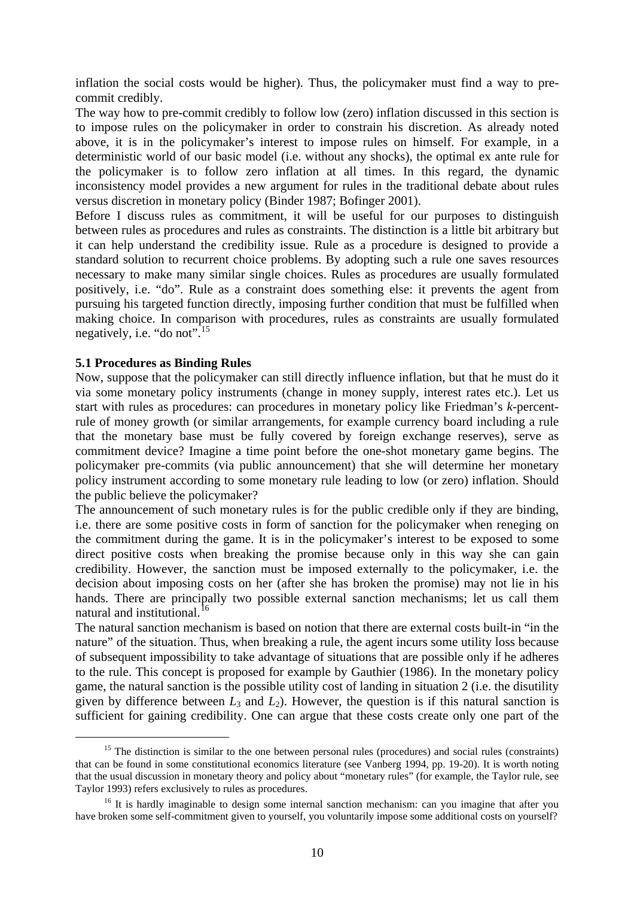inflation the social costs would be higher). Thus, the policymaker must find a way to pre-commit credibly.

The way how to pre-commit credibly to follow low (zero) inflation discussed in this section is to impose rules on the policymaker in order to constrain his discretion. As already noted above, it is in the policymaker's interest to impose rules on himself. For example, in a deterministic world of our basic model (i.e. without any shocks), the optimal ex ante rule for the policymaker is to follow zero inflation at all times. In this regard, the dynamic inconsistency model provides a new argument for rules in the traditional debate about rules versus discretion in monetary policy (Binder 1987; Bofinger 2001).

Before I discuss rules as commitment, it will be useful for our purposes to distinguish between rules as procedures and rules as constraints. The distinction is a little bit arbitrary but it can help understand the credibility issue. Rule as a procedure is designed to provide a standard solution to recurrent choice problems. By adopting such a rule one saves resources necessary to make many similar single choices. Rules as procedures are usually formulated positively, i.e. "do". Rule as a constraint does something else: it prevents the agent from pursuing his targeted function directly, imposing further condition that must be fulfilled when making choice. In comparison with procedures, rules as constraints are usually formulated negatively, i.e. "do not".[15]

**5.1 Procedures as Binding Rules**

Now, suppose that the policymaker can still directly influence inflation, but that he must do it via some monetary policy instruments (change in money supply, interest rates etc.). Let us start with rules as procedures: can procedures in monetary policy like Friedman's *k*-percent-rule of money growth (or similar arrangements, for example currency board including a rule that the monetary base must be fully covered by foreign exchange reserves), serve as commitment device? Imagine a time point before the one-shot monetary game begins. The policymaker pre-commits (via public announcement) that she will determine her monetary policy instrument according to some monetary rule leading to low (or zero) inflation. Should the public believe the policymaker?

The announcement of such monetary rules is for the public credible only if they are binding, i.e. there are some positive costs in form of sanction for the policymaker when reneging on the commitment during the game. It is in the policymaker's interest to be exposed to some direct positive costs when breaking the promise because only in this way she can gain credibility. However, the sanction must be imposed externally to the policymaker, i.e. the decision about imposing costs on her (after she has broken the promise) may not lie in his hands. There are principally two possible external sanction mechanisms; let us call them natural and institutional.[16]

The natural sanction mechanism is based on notion that there are external costs built-in "in the nature" of the situation. Thus, when breaking a rule, the agent incurs some utility loss because of subsequent impossibility to take advantage of situations that are possible only if he adheres to the rule. This concept is proposed for example by Gauthier (1986). In the monetary policy game, the natural sanction is the possible utility cost of landing in situation 2 (i.e. the disutility given by difference between $L_3$ and $L_2$). However, the question is if this natural sanction is sufficient for gaining credibility. One can argue that these costs create only one part of the

[15] The distinction is similar to the one between personal rules (procedures) and social rules (constraints) that can be found in some constitutional economics literature (see Vanberg 1994, pp. 19-20). It is worth noting that the usual discussion in monetary theory and policy about "monetary rules" (for example, the Taylor rule, see Taylor 1993) refers exclusively to rules as procedures.

[16] It is hardly imaginable to design some internal sanction mechanism: can you imagine that after you have broken some self-commitment given to yourself, you voluntarily impose some additional costs on yourself?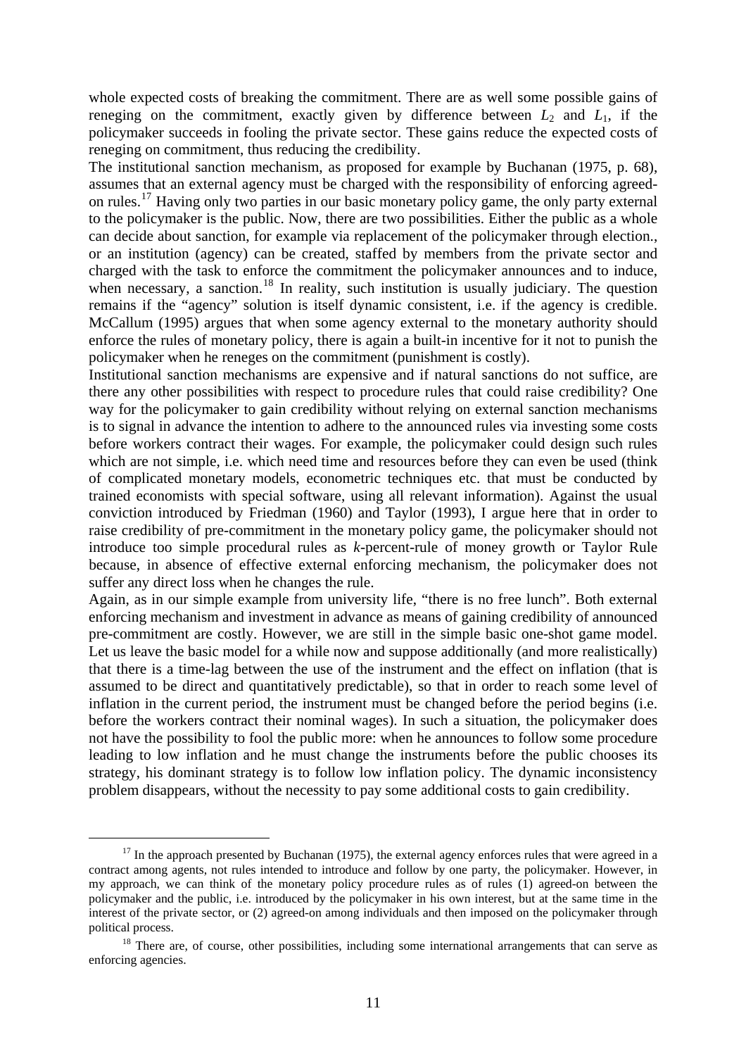whole expected costs of breaking the commitment. There are as well some possible gains of reneging on the commitment, exactly given by difference between $L_2$ and $L_1$, if the policymaker succeeds in fooling the private sector. These gains reduce the expected costs of reneging on commitment, thus reducing the credibility.

The institutional sanction mechanism, as proposed for example by Buchanan (1975, p. 68), assumes that an external agency must be charged with the responsibility of enforcing agreed-on rules.[17] Having only two parties in our basic monetary policy game, the only party external to the policymaker is the public. Now, there are two possibilities. Either the public as a whole can decide about sanction, for example via replacement of the policymaker through election., or an institution (agency) can be created, staffed by members from the private sector and charged with the task to enforce the commitment the policymaker announces and to induce, when necessary, a sanction.[18] In reality, such institution is usually judiciary. The question remains if the "agency" solution is itself dynamic consistent, i.e. if the agency is credible. McCallum (1995) argues that when some agency external to the monetary authority should enforce the rules of monetary policy, there is again a built-in incentive for it not to punish the policymaker when he reneges on the commitment (punishment is costly).

Institutional sanction mechanisms are expensive and if natural sanctions do not suffice, are there any other possibilities with respect to procedure rules that could raise credibility? One way for the policymaker to gain credibility without relying on external sanction mechanisms is to signal in advance the intention to adhere to the announced rules via investing some costs before workers contract their wages. For example, the policymaker could design such rules which are not simple, i.e. which need time and resources before they can even be used (think of complicated monetary models, econometric techniques etc. that must be conducted by trained economists with special software, using all relevant information). Against the usual conviction introduced by Friedman (1960) and Taylor (1993), I argue here that in order to raise credibility of pre-commitment in the monetary policy game, the policymaker should not introduce too simple procedural rules as *k*-percent-rule of money growth or Taylor Rule because, in absence of effective external enforcing mechanism, the policymaker does not suffer any direct loss when he changes the rule.

Again, as in our simple example from university life, "there is no free lunch". Both external enforcing mechanism and investment in advance as means of gaining credibility of announced pre-commitment are costly. However, we are still in the simple basic one-shot game model. Let us leave the basic model for a while now and suppose additionally (and more realistically) that there is a time-lag between the use of the instrument and the effect on inflation (that is assumed to be direct and quantitatively predictable), so that in order to reach some level of inflation in the current period, the instrument must be changed before the period begins (i.e. before the workers contract their nominal wages). In such a situation, the policymaker does not have the possibility to fool the public more: when he announces to follow some procedure leading to low inflation and he must change the instruments before the public chooses its strategy, his dominant strategy is to follow low inflation policy. The dynamic inconsistency problem disappears, without the necessity to pay some additional costs to gain credibility.

---

[17] In the approach presented by Buchanan (1975), the external agency enforces rules that were agreed in a contract among agents, not rules intended to introduce and follow by one party, the policymaker. However, in my approach, we can think of the monetary policy procedure rules as of rules (1) agreed-on between the policymaker and the public, i.e. introduced by the policymaker in his own interest, but at the same time in the interest of the private sector, or (2) agreed-on among individuals and then imposed on the policymaker through political process.

[18] There are, of course, other possibilities, including some international arrangements that can serve as enforcing agencies.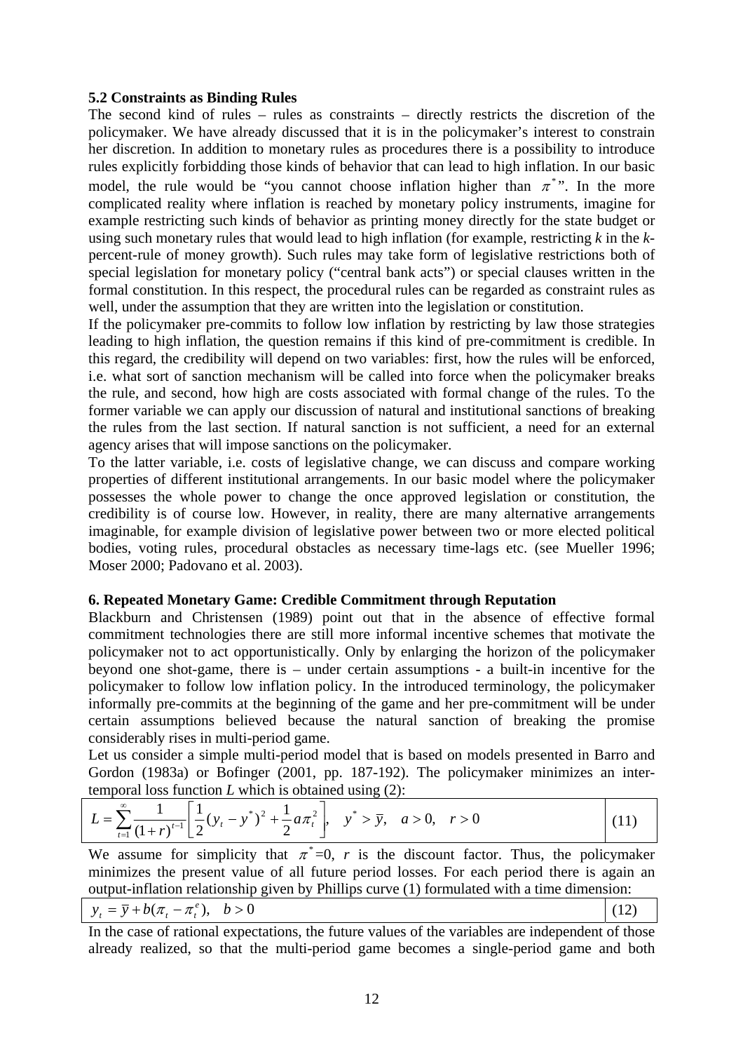### 5.2 Constraints as Binding Rules

The second kind of rules – rules as constraints – directly restricts the discretion of the policymaker. We have already discussed that it is in the policymaker's interest to constrain her discretion. In addition to monetary rules as procedures there is a possibility to introduce rules explicitly forbidding those kinds of behavior that can lead to high inflation. In our basic model, the rule would be "you cannot choose inflation higher than $\pi^*$". In the more complicated reality where inflation is reached by monetary policy instruments, imagine for example restricting such kinds of behavior as printing money directly for the state budget or using such monetary rules that would lead to high inflation (for example, restricting *k* in the *k*-percent-rule of money growth). Such rules may take form of legislative restrictions both of special legislation for monetary policy ("central bank acts") or special clauses written in the formal constitution. In this respect, the procedural rules can be regarded as constraint rules as well, under the assumption that they are written into the legislation or constitution.

If the policymaker pre-commits to follow low inflation by restricting by law those strategies leading to high inflation, the question remains if this kind of pre-commitment is credible. In this regard, the credibility will depend on two variables: first, how the rules will be enforced, i.e. what sort of sanction mechanism will be called into force when the policymaker breaks the rule, and second, how high are costs associated with formal change of the rules. To the former variable we can apply our discussion of natural and institutional sanctions of breaking the rules from the last section. If natural sanction is not sufficient, a need for an external agency arises that will impose sanctions on the policymaker.

To the latter variable, i.e. costs of legislative change, we can discuss and compare working properties of different institutional arrangements. In our basic model where the policymaker possesses the whole power to change the once approved legislation or constitution, the credibility is of course low. However, in reality, there are many alternative arrangements imaginable, for example division of legislative power between two or more elected political bodies, voting rules, procedural obstacles as necessary time-lags etc. (see Mueller 1996; Moser 2000; Padovano et al. 2003).

### 6. Repeated Monetary Game: Credible Commitment through Reputation

Blackburn and Christensen (1989) point out that in the absence of effective formal commitment technologies there are still more informal incentive schemes that motivate the policymaker not to act opportunistically. Only by enlarging the horizon of the policymaker beyond one shot-game, there is – under certain assumptions - a built-in incentive for the policymaker to follow low inflation policy. In the introduced terminology, the policymaker informally pre-commits at the beginning of the game and her pre-commitment will be under certain assumptions believed because the natural sanction of breaking the promise considerably rises in multi-period game.

Let us consider a simple multi-period model that is based on models presented in Barro and Gordon (1983a) or Bofinger (2001, pp. 187-192). The policymaker minimizes an inter-temporal loss function *L* which is obtained using (2):

$$L = \sum_{t=1}^{\infty} \frac{1}{(1+r)^{t-1}} \left[ \frac{1}{2}(y_t - y^*)^2 + \frac{1}{2} a \pi_t^2 \right], \quad y^* > \bar{y}, \quad a > 0, \quad r > 0 \tag{11}$$

We assume for simplicity that $\pi^*$=0, *r* is the discount factor. Thus, the policymaker minimizes the present value of all future period losses. For each period there is again an output-inflation relationship given by Phillips curve (1) formulated with a time dimension:

$$y_t = \bar{y} + b(\pi_t - \pi_t^e), \quad b > 0 \tag{12}$$

In the case of rational expectations, the future values of the variables are independent of those already realized, so that the multi-period game becomes a single-period game and both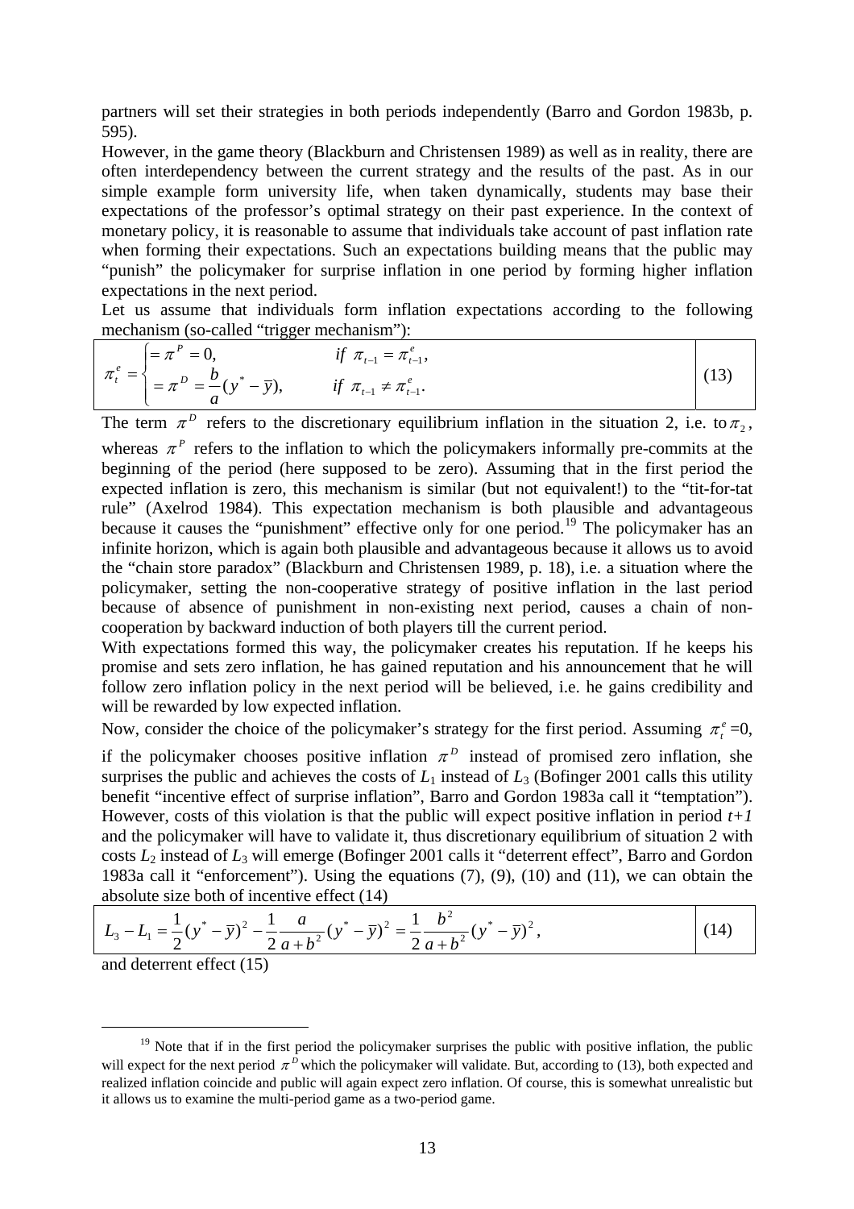partners will set their strategies in both periods independently (Barro and Gordon 1983b, p. 595).

However, in the game theory (Blackburn and Christensen 1989) as well as in reality, there are often interdependency between the current strategy and the results of the past. As in our simple example form university life, when taken dynamically, students may base their expectations of the professor's optimal strategy on their past experience. In the context of monetary policy, it is reasonable to assume that individuals take account of past inflation rate when forming their expectations. Such an expectations building means that the public may "punish" the policymaker for surprise inflation in one period by forming higher inflation expectations in the next period.

Let us assume that individuals form inflation expectations according to the following mechanism (so-called "trigger mechanism"):

$$\pi_t^e = \begin{cases} = \pi^P = 0, & \text{if } \pi_{t-1} = \pi_{t-1}^e, \\ = \pi^D = \dfrac{b}{a}(y^* - \bar{y}), & \text{if } \pi_{t-1} \neq \pi_{t-1}^e. \end{cases} \tag{13}$$

The term $\pi^D$ refers to the discretionary equilibrium inflation in the situation 2, i.e. to $\pi_2$, whereas $\pi^P$ refers to the inflation to which the policymakers informally pre-commits at the beginning of the period (here supposed to be zero). Assuming that in the first period the expected inflation is zero, this mechanism is similar (but not equivalent!) to the "tit-for-tat rule" (Axelrod 1984). This expectation mechanism is both plausible and advantageous because it causes the "punishment" effective only for one period.[19] The policymaker has an infinite horizon, which is again both plausible and advantageous because it allows us to avoid the "chain store paradox" (Blackburn and Christensen 1989, p. 18), i.e. a situation where the policymaker, setting the non-cooperative strategy of positive inflation in the last period because of absence of punishment in non-existing next period, causes a chain of non-cooperation by backward induction of both players till the current period.

With expectations formed this way, the policymaker creates his reputation. If he keeps his promise and sets zero inflation, he has gained reputation and his announcement that he will follow zero inflation policy in the next period will be believed, i.e. he gains credibility and will be rewarded by low expected inflation.

Now, consider the choice of the policymaker's strategy for the first period. Assuming $\pi_t^e = 0$, if the policymaker chooses positive inflation $\pi^D$ instead of promised zero inflation, she surprises the public and achieves the costs of $L_1$ instead of $L_3$ (Bofinger 2001 calls this utility benefit "incentive effect of surprise inflation", Barro and Gordon 1983a call it "temptation"). However, costs of this violation is that the public will expect positive inflation in period *t+1* and the policymaker will have to validate it, thus discretionary equilibrium of situation 2 with costs $L_2$ instead of $L_3$ will emerge (Bofinger 2001 calls it "deterrent effect", Barro and Gordon 1983a call it "enforcement"). Using the equations (7), (9), (10) and (11), we can obtain the absolute size both of incentive effect (14)

$$L_3 - L_1 = \frac{1}{2}(y^* - \bar{y})^2 - \frac{1}{2}\frac{a}{a+b^2}(y^* - \bar{y})^2 = \frac{1}{2}\frac{b^2}{a+b^2}(y^* - \bar{y})^2, \tag{14}$$

and deterrent effect (15)

---

[19] Note that if in the first period the policymaker surprises the public with positive inflation, the public will expect for the next period $\pi^D$ which the policymaker will validate. But, according to (13), both expected and realized inflation coincide and public will again expect zero inflation. Of course, this is somewhat unrealistic but it allows us to examine the multi-period game as a two-period game.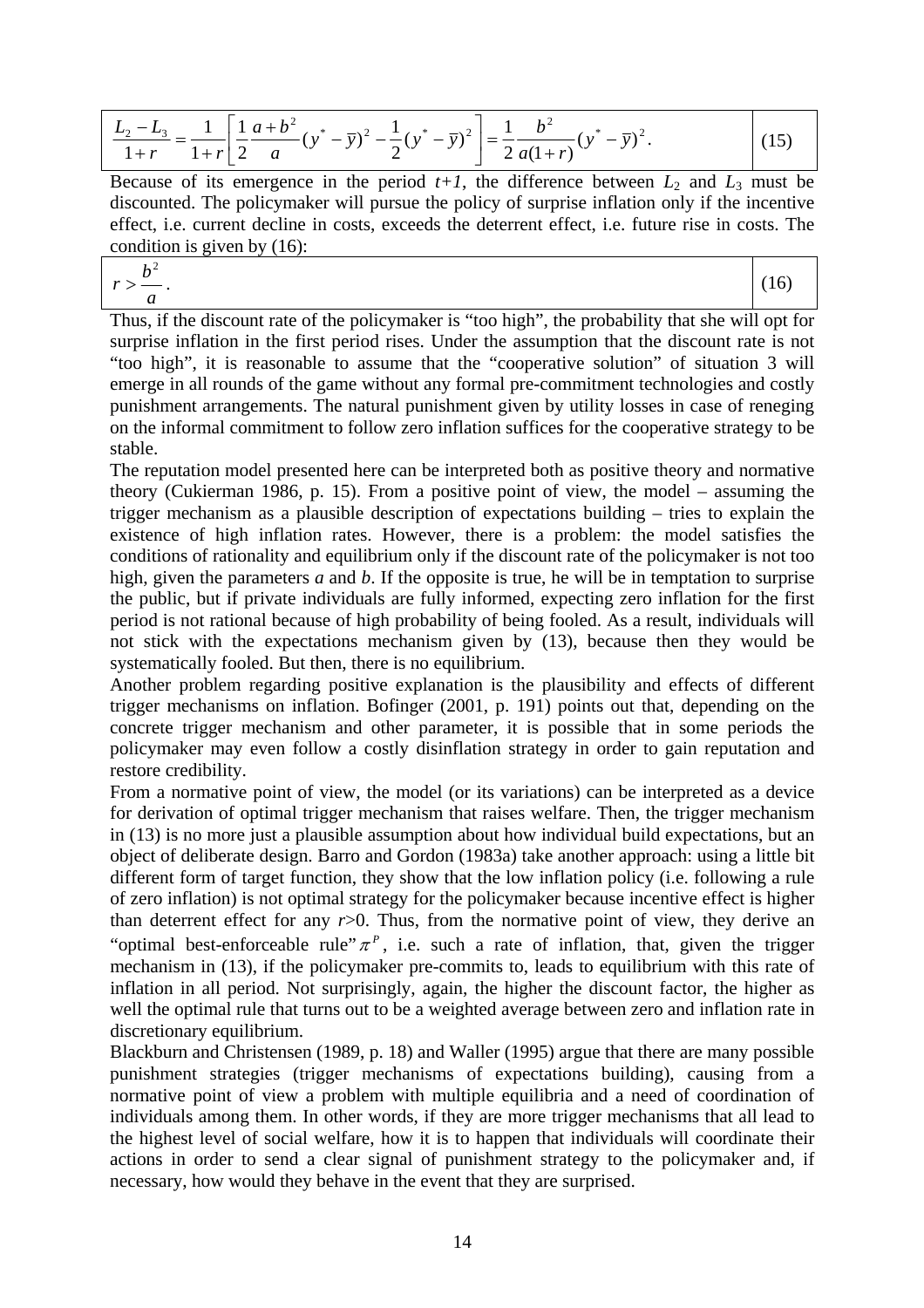$$\frac{L_2 - L_3}{1+r} = \frac{1}{1+r}\left[\frac{1}{2}\frac{a+b^2}{a}(y^* - \bar{y})^2 - \frac{1}{2}(y^* - \bar{y})^2\right] = \frac{1}{2}\frac{b^2}{a(1+r)}(y^* - \bar{y})^2. \tag{15}$$

Because of its emergence in the period $t+1$, the difference between $L_2$ and $L_3$ must be discounted. The policymaker will pursue the policy of surprise inflation only if the incentive effect, i.e. current decline in costs, exceeds the deterrent effect, i.e. future rise in costs. The condition is given by (16):

$$r > \frac{b^2}{a}. \tag{16}$$

Thus, if the discount rate of the policymaker is "too high", the probability that she will opt for surprise inflation in the first period rises. Under the assumption that the discount rate is not "too high", it is reasonable to assume that the "cooperative solution" of situation 3 will emerge in all rounds of the game without any formal pre-commitment technologies and costly punishment arrangements. The natural punishment given by utility losses in case of reneging on the informal commitment to follow zero inflation suffices for the cooperative strategy to be stable.

The reputation model presented here can be interpreted both as positive theory and normative theory (Cukierman 1986, p. 15). From a positive point of view, the model – assuming the trigger mechanism as a plausible description of expectations building – tries to explain the existence of high inflation rates. However, there is a problem: the model satisfies the conditions of rationality and equilibrium only if the discount rate of the policymaker is not too high, given the parameters $a$ and $b$. If the opposite is true, he will be in temptation to surprise the public, but if private individuals are fully informed, expecting zero inflation for the first period is not rational because of high probability of being fooled. As a result, individuals will not stick with the expectations mechanism given by (13), because then they would be systematically fooled. But then, there is no equilibrium.

Another problem regarding positive explanation is the plausibility and effects of different trigger mechanisms on inflation. Bofinger (2001, p. 191) points out that, depending on the concrete trigger mechanism and other parameter, it is possible that in some periods the policymaker may even follow a costly disinflation strategy in order to gain reputation and restore credibility.

From a normative point of view, the model (or its variations) can be interpreted as a device for derivation of optimal trigger mechanism that raises welfare. Then, the trigger mechanism in (13) is no more just a plausible assumption about how individual build expectations, but an object of deliberate design. Barro and Gordon (1983a) take another approach: using a little bit different form of target function, they show that the low inflation policy (i.e. following a rule of zero inflation) is not optimal strategy for the policymaker because incentive effect is higher than deterrent effect for any $r$>0. Thus, from the normative point of view, they derive an "optimal best-enforceable rule" $\pi^P$, i.e. such a rate of inflation, that, given the trigger mechanism in (13), if the policymaker pre-commits to, leads to equilibrium with this rate of inflation in all period. Not surprisingly, again, the higher the discount factor, the higher as well the optimal rule that turns out to be a weighted average between zero and inflation rate in discretionary equilibrium.

Blackburn and Christensen (1989, p. 18) and Waller (1995) argue that there are many possible punishment strategies (trigger mechanisms of expectations building), causing from a normative point of view a problem with multiple equilibria and a need of coordination of individuals among them. In other words, if they are more trigger mechanisms that all lead to the highest level of social welfare, how it is to happen that individuals will coordinate their actions in order to send a clear signal of punishment strategy to the policymaker and, if necessary, how would they behave in the event that they are surprised.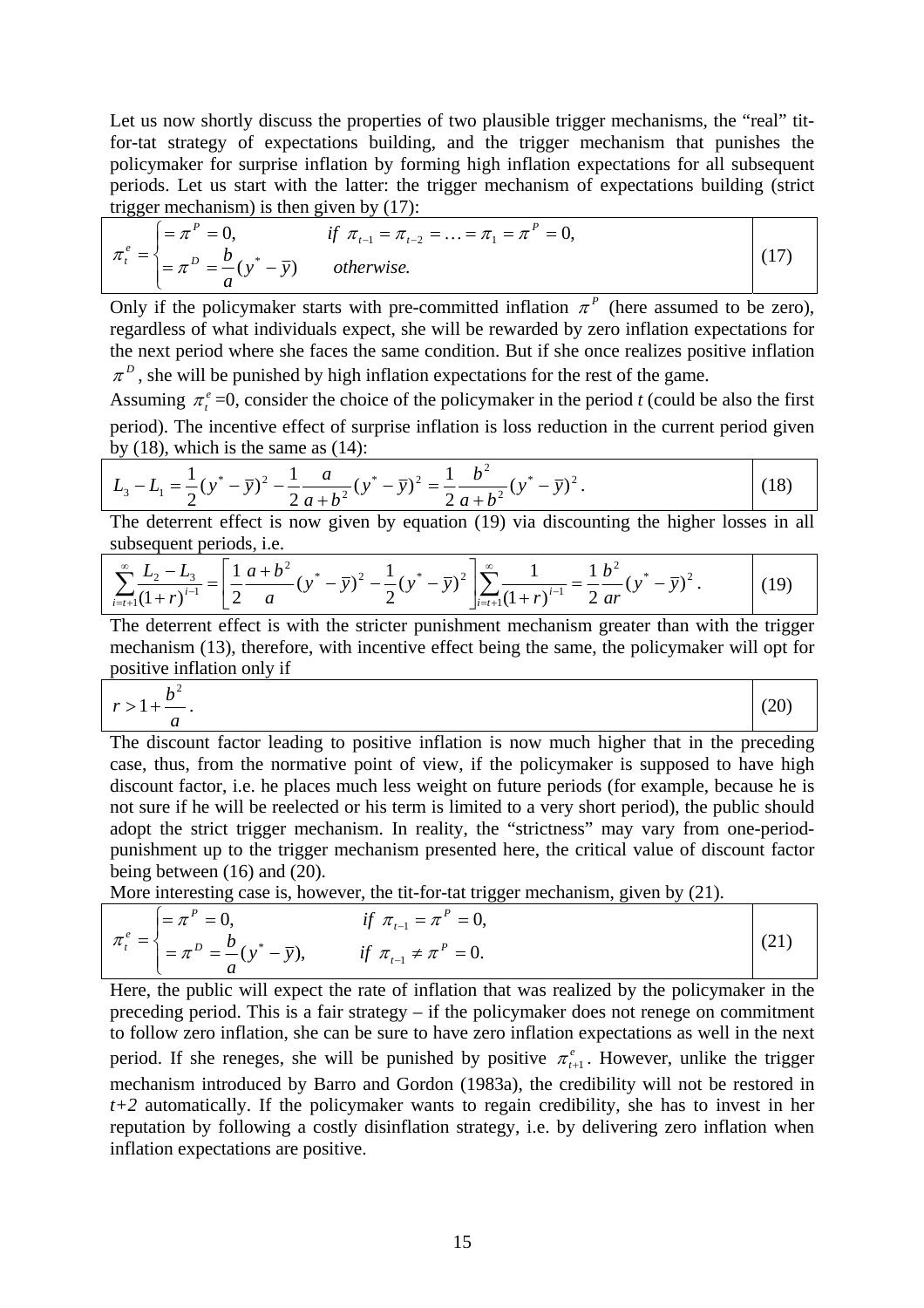Let us now shortly discuss the properties of two plausible trigger mechanisms, the "real" tit-for-tat strategy of expectations building, and the trigger mechanism that punishes the policymaker for surprise inflation by forming high inflation expectations for all subsequent periods. Let us start with the latter: the trigger mechanism of expectations building (strict trigger mechanism) is then given by (17):

$$\pi_t^e = \begin{cases} = \pi^P = 0, & \text{if } \pi_{t-1} = \pi_{t-2} = \ldots = \pi_1 = \pi^P = 0, \\ = \pi^D = \dfrac{b}{a}(y^* - \bar{y}) & \text{otherwise.} \end{cases} \tag{17}$$

Only if the policymaker starts with pre-committed inflation $\pi^P$ (here assumed to be zero), regardless of what individuals expect, she will be rewarded by zero inflation expectations for the next period where she faces the same condition. But if she once realizes positive inflation $\pi^D$, she will be punished by high inflation expectations for the rest of the game.

Assuming $\pi_t^e$=0, consider the choice of the policymaker in the period *t* (could be also the first period). The incentive effect of surprise inflation is loss reduction in the current period given by (18), which is the same as (14):

$$L_3 - L_1 = \frac{1}{2}(y^* - \bar{y})^2 - \frac{1}{2}\frac{a}{a+b^2}(y^* - \bar{y})^2 = \frac{1}{2}\frac{b^2}{a+b^2}(y^* - \bar{y})^2. \tag{18}$$

The deterrent effect is now given by equation (19) via discounting the higher losses in all subsequent periods, i.e.

$$\sum_{i=t+1}^{\infty}\frac{L_2 - L_3}{(1+r)^{i-1}} = \left[\frac{1}{2}\frac{a+b^2}{a}(y^* - \bar{y})^2 - \frac{1}{2}(y^* - \bar{y})^2\right]\sum_{i=t+1}^{\infty}\frac{1}{(1+r)^{i-1}} = \frac{1}{2}\frac{b^2}{ar}(y^* - \bar{y})^2. \tag{19}$$

The deterrent effect is with the stricter punishment mechanism greater than with the trigger mechanism (13), therefore, with incentive effect being the same, the policymaker will opt for positive inflation only if

$$r > 1 + \frac{b^2}{a}. \tag{20}$$

The discount factor leading to positive inflation is now much higher that in the preceding case, thus, from the normative point of view, if the policymaker is supposed to have high discount factor, i.e. he places much less weight on future periods (for example, because he is not sure if he will be reelected or his term is limited to a very short period), the public should adopt the strict trigger mechanism. In reality, the "strictness" may vary from one-period-punishment up to the trigger mechanism presented here, the critical value of discount factor being between (16) and (20).

More interesting case is, however, the tit-for-tat trigger mechanism, given by (21).

$$\pi_t^e = \begin{cases} = \pi^P = 0, & \text{if } \pi_{t-1} = \pi^P = 0, \\ = \pi^D = \dfrac{b}{a}(y^* - \bar{y}), & \text{if } \pi_{t-1} \neq \pi^P = 0. \end{cases} \tag{21}$$

Here, the public will expect the rate of inflation that was realized by the policymaker in the preceding period. This is a fair strategy – if the policymaker does not renege on commitment to follow zero inflation, she can be sure to have zero inflation expectations as well in the next period. If she reneges, she will be punished by positive $\pi_{t+1}^e$. However, unlike the trigger mechanism introduced by Barro and Gordon (1983a), the credibility will not be restored in *t+2* automatically. If the policymaker wants to regain credibility, she has to invest in her reputation by following a costly disinflation strategy, i.e. by delivering zero inflation when inflation expectations are positive.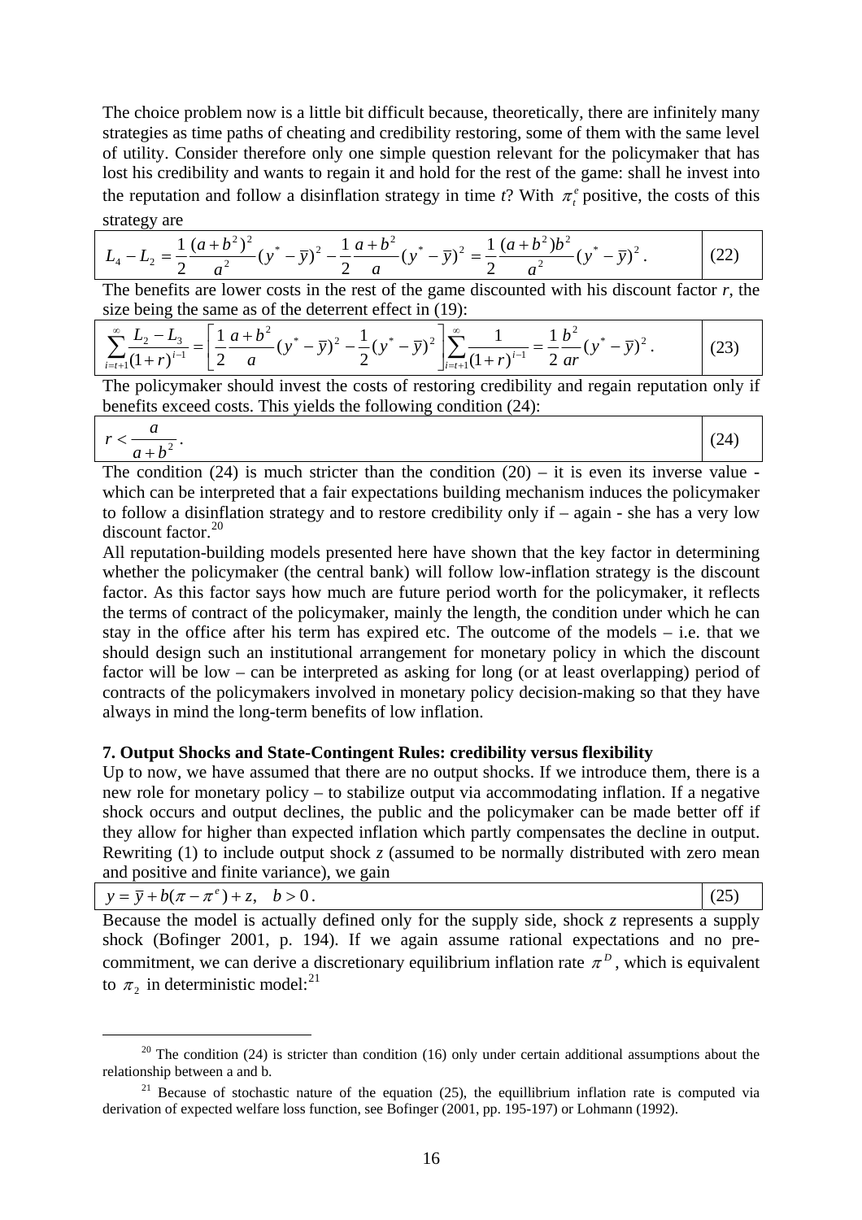The choice problem now is a little bit difficult because, theoretically, there are infinitely many strategies as time paths of cheating and credibility restoring, some of them with the same level of utility. Consider therefore only one simple question relevant for the policymaker that has lost his credibility and wants to regain it and hold for the rest of the game: shall he invest into the reputation and follow a disinflation strategy in time *t*? With $\pi_t^e$ positive, the costs of this strategy are

$$L_4 - L_2 = \frac{1}{2}\frac{(a+b^2)^2}{a^2}(y^* - \bar{y})^2 - \frac{1}{2}\frac{a+b^2}{a}(y^* - \bar{y})^2 = \frac{1}{2}\frac{(a+b^2)b^2}{a^2}(y^* - \bar{y})^2. \tag{22}$$

The benefits are lower costs in the rest of the game discounted with his discount factor *r*, the size being the same as of the deterrent effect in (19):

$$\sum_{i=t+1}^{\infty}\frac{L_2 - L_3}{(1+r)^{i-1}} = \left[\frac{1}{2}\frac{a+b^2}{a}(y^* - \bar{y})^2 - \frac{1}{2}(y^* - \bar{y})^2\right]\sum_{i=t+1}^{\infty}\frac{1}{(1+r)^{i-1}} = \frac{1}{2}\frac{b^2}{ar}(y^* - \bar{y})^2. \tag{23}$$

The policymaker should invest the costs of restoring credibility and regain reputation only if benefits exceed costs. This yields the following condition (24):

$$r < \frac{a}{a+b^2}. \tag{24}$$

The condition (24) is much stricter than the condition (20) – it is even its inverse value - which can be interpreted that a fair expectations building mechanism induces the policymaker to follow a disinflation strategy and to restore credibility only if – again - she has a very low discount factor.[20]

All reputation-building models presented here have shown that the key factor in determining whether the policymaker (the central bank) will follow low-inflation strategy is the discount factor. As this factor says how much are future period worth for the policymaker, it reflects the terms of contract of the policymaker, mainly the length, the condition under which he can stay in the office after his term has expired etc. The outcome of the models – i.e. that we should design such an institutional arrangement for monetary policy in which the discount factor will be low – can be interpreted as asking for long (or at least overlapping) period of contracts of the policymakers involved in monetary policy decision-making so that they have always in mind the long-term benefits of low inflation.

## 7. Output Shocks and State-Contingent Rules: credibility versus flexibility

Up to now, we have assumed that there are no output shocks. If we introduce them, there is a new role for monetary policy – to stabilize output via accommodating inflation. If a negative shock occurs and output declines, the public and the policymaker can be made better off if they allow for higher than expected inflation which partly compensates the decline in output. Rewriting (1) to include output shock *z* (assumed to be normally distributed with zero mean and positive and finite variance), we gain

$$y = \bar{y} + b(\pi - \pi^e) + z, \quad b > 0. \tag{25}$$

Because the model is actually defined only for the supply side, shock *z* represents a supply shock (Bofinger 2001, p. 194). If we again assume rational expectations and no pre-commitment, we can derive a discretionary equilibrium inflation rate $\pi^D$, which is equivalent to $\pi_2$ in deterministic model:[21]

---

[20] The condition (24) is stricter than condition (16) only under certain additional assumptions about the relationship between a and b.

[21] Because of stochastic nature of the equation (25), the equillibrium inflation rate is computed via derivation of expected welfare loss function, see Bofinger (2001, pp. 195-197) or Lohmann (1992).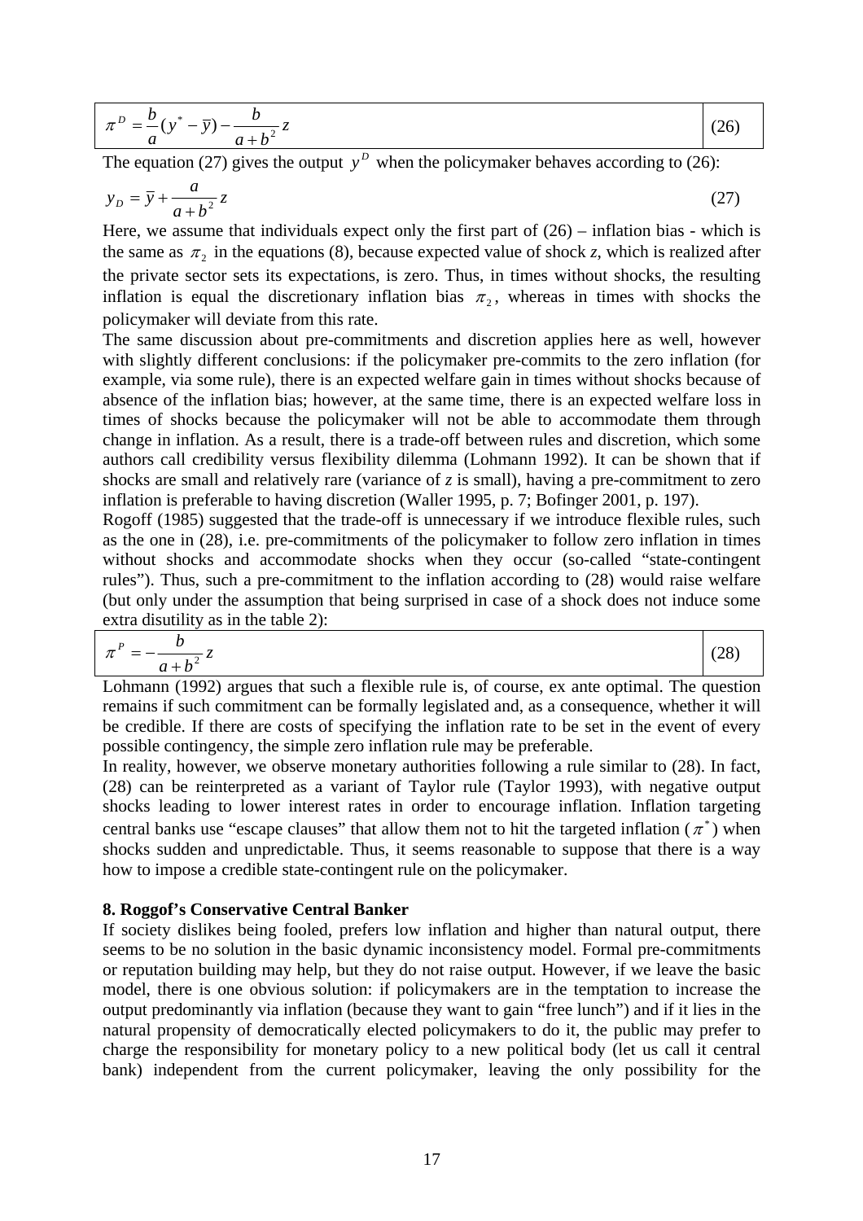$$\pi^D = \frac{b}{a}(y^* - \bar{y}) - \frac{b}{a+b^2}z \tag{26}$$

The equation (27) gives the output $y^D$ when the policymaker behaves according to (26):

$$y_D = \bar{y} + \frac{a}{a+b^2}z \tag{27}$$

Here, we assume that individuals expect only the first part of (26) – inflation bias - which is the same as $\pi_2$ in the equations (8), because expected value of shock *z*, which is realized after the private sector sets its expectations, is zero. Thus, in times without shocks, the resulting inflation is equal the discretionary inflation bias $\pi_2$, whereas in times with shocks the policymaker will deviate from this rate.

The same discussion about pre-commitments and discretion applies here as well, however with slightly different conclusions: if the policymaker pre-commits to the zero inflation (for example, via some rule), there is an expected welfare gain in times without shocks because of absence of the inflation bias; however, at the same time, there is an expected welfare loss in times of shocks because the policymaker will not be able to accommodate them through change in inflation. As a result, there is a trade-off between rules and discretion, which some authors call credibility versus flexibility dilemma (Lohmann 1992). It can be shown that if shocks are small and relatively rare (variance of *z* is small), having a pre-commitment to zero inflation is preferable to having discretion (Waller 1995, p. 7; Bofinger 2001, p. 197).

Rogoff (1985) suggested that the trade-off is unnecessary if we introduce flexible rules, such as the one in (28), i.e. pre-commitments of the policymaker to follow zero inflation in times without shocks and accommodate shocks when they occur (so-called "state-contingent rules"). Thus, such a pre-commitment to the inflation according to (28) would raise welfare (but only under the assumption that being surprised in case of a shock does not induce some extra disutility as in the table 2):

$$\pi^P = -\frac{b}{a+b^2}z \tag{28}$$

Lohmann (1992) argues that such a flexible rule is, of course, ex ante optimal. The question remains if such commitment can be formally legislated and, as a consequence, whether it will be credible. If there are costs of specifying the inflation rate to be set in the event of every possible contingency, the simple zero inflation rule may be preferable.

In reality, however, we observe monetary authorities following a rule similar to (28). In fact, (28) can be reinterpreted as a variant of Taylor rule (Taylor 1993), with negative output shocks leading to lower interest rates in order to encourage inflation. Inflation targeting central banks use "escape clauses" that allow them not to hit the targeted inflation ($\pi^*$) when shocks sudden and unpredictable. Thus, it seems reasonable to suppose that there is a way how to impose a credible state-contingent rule on the policymaker.

## 8. Roggof's Conservative Central Banker

If society dislikes being fooled, prefers low inflation and higher than natural output, there seems to be no solution in the basic dynamic inconsistency model. Formal pre-commitments or reputation building may help, but they do not raise output. However, if we leave the basic model, there is one obvious solution: if policymakers are in the temptation to increase the output predominantly via inflation (because they want to gain "free lunch") and if it lies in the natural propensity of democratically elected policymakers to do it, the public may prefer to charge the responsibility for monetary policy to a new political body (let us call it central bank) independent from the current policymaker, leaving the only possibility for the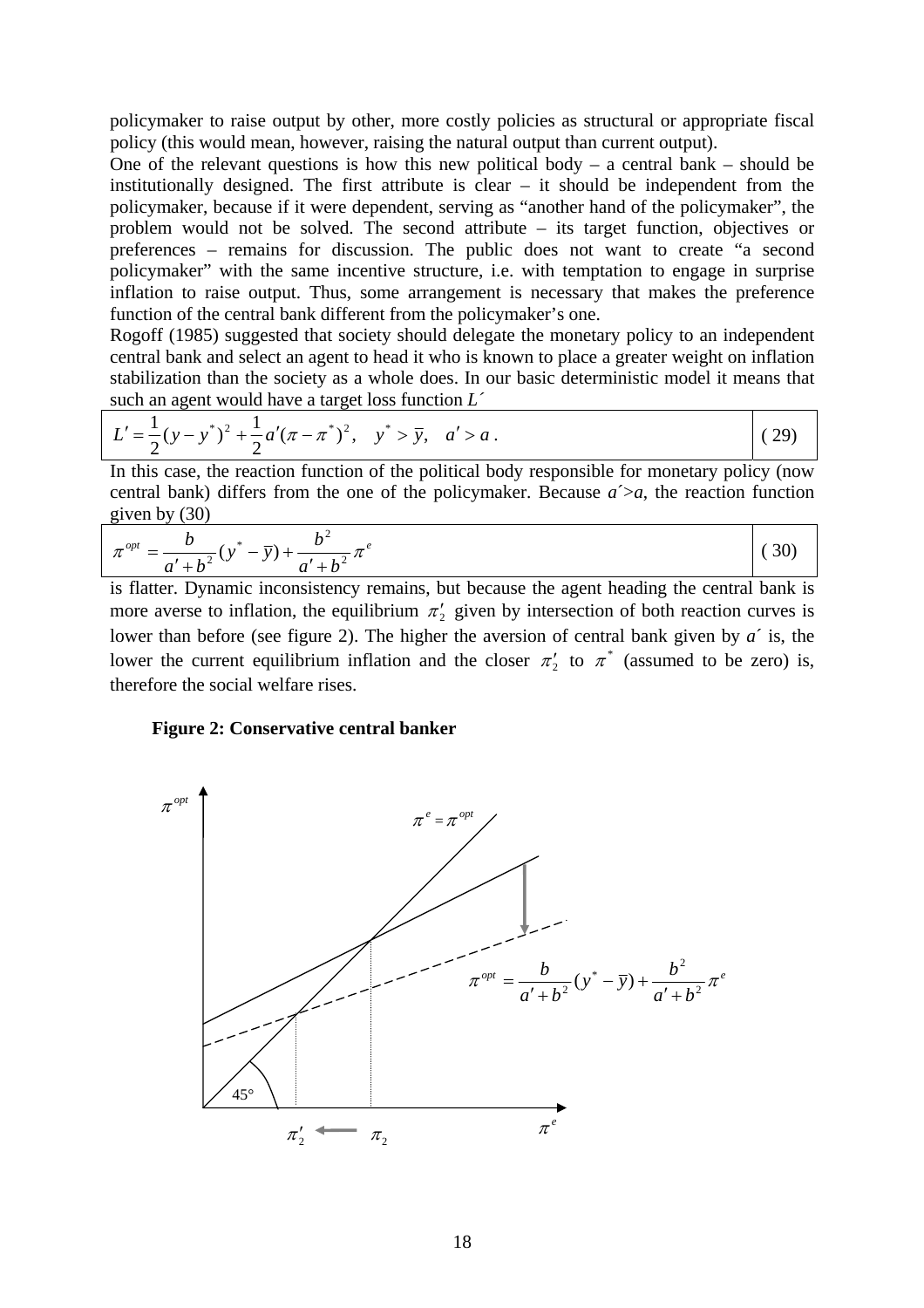policymaker to raise output by other, more costly policies as structural or appropriate fiscal policy (this would mean, however, raising the natural output than current output).

One of the relevant questions is how this new political body – a central bank – should be institutionally designed. The first attribute is clear – it should be independent from the policymaker, because if it were dependent, serving as "another hand of the policymaker", the problem would not be solved. The second attribute – its target function, objectives or preferences – remains for discussion. The public does not want to create "a second policymaker" with the same incentive structure, i.e. with temptation to engage in surprise inflation to raise output. Thus, some arrangement is necessary that makes the preference function of the central bank different from the policymaker's one.

Rogoff (1985) suggested that society should delegate the monetary policy to an independent central bank and select an agent to head it who is known to place a greater weight on inflation stabilization than the society as a whole does. In our basic deterministic model it means that such an agent would have a target loss function $L'$

$$L' = \frac{1}{2}(y - y^*)^2 + \frac{1}{2}a'(\pi - \pi^*)^2, \quad y^* > \bar{y}, \quad a' > a \,. \tag{29}$$

In this case, the reaction function of the political body responsible for monetary policy (now central bank) differs from the one of the policymaker. Because $a' > a$, the reaction function given by (30)

$$\pi^{opt} = \frac{b}{a' + b^2}(y^* - \bar{y}) + \frac{b^2}{a' + b^2}\pi^e \tag{30}$$

is flatter. Dynamic inconsistency remains, but because the agent heading the central bank is more averse to inflation, the equilibrium $\pi_2'$ given by intersection of both reaction curves is lower than before (see figure 2). The higher the aversion of central bank given by $a'$ is, the lower the current equilibrium inflation and the closer $\pi_2'$ to $\pi^*$ (assumed to be zero) is, therefore the social welfare rises.

**Figure 2: Conservative central banker**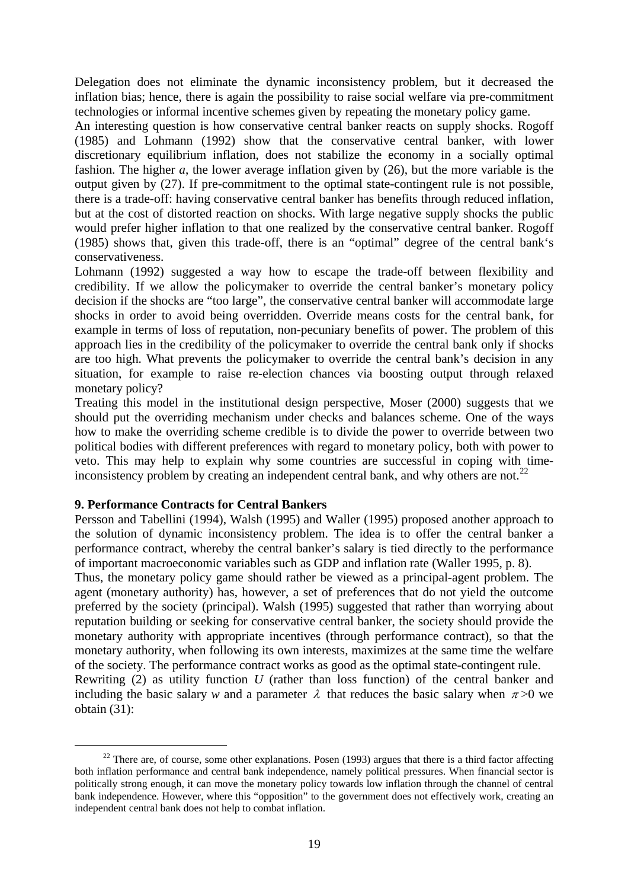Delegation does not eliminate the dynamic inconsistency problem, but it decreased the inflation bias; hence, there is again the possibility to raise social welfare via pre-commitment technologies or informal incentive schemes given by repeating the monetary policy game.

An interesting question is how conservative central banker reacts on supply shocks. Rogoff (1985) and Lohmann (1992) show that the conservative central banker, with lower discretionary equilibrium inflation, does not stabilize the economy in a socially optimal fashion. The higher *a*, the lower average inflation given by (26), but the more variable is the output given by (27). If pre-commitment to the optimal state-contingent rule is not possible, there is a trade-off: having conservative central banker has benefits through reduced inflation, but at the cost of distorted reaction on shocks. With large negative supply shocks the public would prefer higher inflation to that one realized by the conservative central banker. Rogoff (1985) shows that, given this trade-off, there is an "optimal" degree of the central bank's conservativeness.

Lohmann (1992) suggested a way how to escape the trade-off between flexibility and credibility. If we allow the policymaker to override the central banker's monetary policy decision if the shocks are "too large", the conservative central banker will accommodate large shocks in order to avoid being overridden. Override means costs for the central bank, for example in terms of loss of reputation, non-pecuniary benefits of power. The problem of this approach lies in the credibility of the policymaker to override the central bank only if shocks are too high. What prevents the policymaker to override the central bank's decision in any situation, for example to raise re-election chances via boosting output through relaxed monetary policy?

Treating this model in the institutional design perspective, Moser (2000) suggests that we should put the overriding mechanism under checks and balances scheme. One of the ways how to make the overriding scheme credible is to divide the power to override between two political bodies with different preferences with regard to monetary policy, both with power to veto. This may help to explain why some countries are successful in coping with time-inconsistency problem by creating an independent central bank, and why others are not.[22]

## 9. Performance Contracts for Central Bankers

Persson and Tabellini (1994), Walsh (1995) and Waller (1995) proposed another approach to the solution of dynamic inconsistency problem. The idea is to offer the central banker a performance contract, whereby the central banker's salary is tied directly to the performance of important macroeconomic variables such as GDP and inflation rate (Waller 1995, p. 8).

Thus, the monetary policy game should rather be viewed as a principal-agent problem. The agent (monetary authority) has, however, a set of preferences that do not yield the outcome preferred by the society (principal). Walsh (1995) suggested that rather than worrying about reputation building or seeking for conservative central banker, the society should provide the monetary authority with appropriate incentives (through performance contract), so that the monetary authority, when following its own interests, maximizes at the same time the welfare of the society. The performance contract works as good as the optimal state-contingent rule.

Rewriting (2) as utility function *U* (rather than loss function) of the central banker and including the basic salary *w* and a parameter $\lambda$ that reduces the basic salary when $\pi > 0$ we obtain (31):

[22] There are, of course, some other explanations. Posen (1993) argues that there is a third factor affecting both inflation performance and central bank independence, namely political pressures. When financial sector is politically strong enough, it can move the monetary policy towards low inflation through the channel of central bank independence. However, where this "opposition" to the government does not effectively work, creating an independent central bank does not help to combat inflation.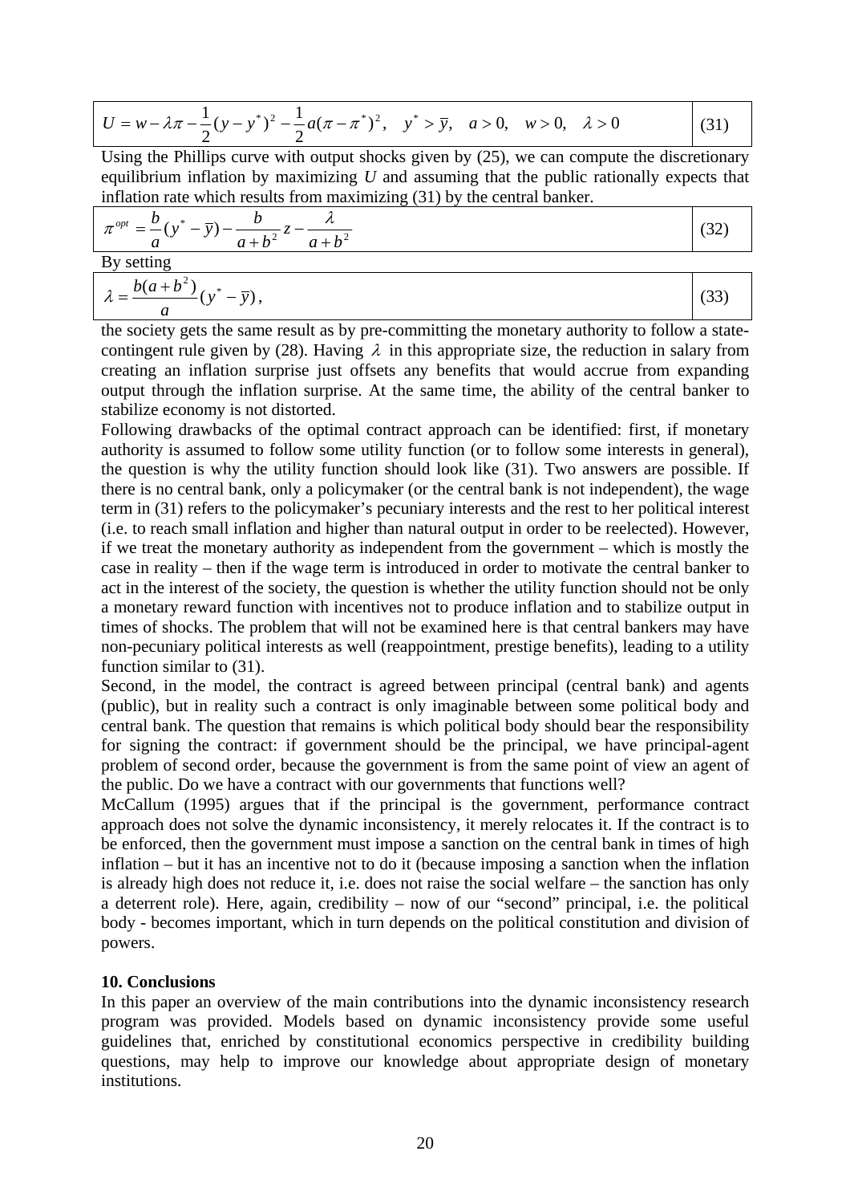$$U = w - \lambda\pi - \frac{1}{2}(y - y^*)^2 - \frac{1}{2}a(\pi - \pi^*)^2, \quad y^* > \bar{y}, \quad a > 0, \quad w > 0, \quad \lambda > 0 \tag{31}$$

Using the Phillips curve with output shocks given by (25), we can compute the discretionary equilibrium inflation by maximizing *U* and assuming that the public rationally expects that inflation rate which results from maximizing (31) by the central banker.

$$\pi^{opt} = \frac{b}{a}(y^* - \bar{y}) - \frac{b}{a + b^2}z - \frac{\lambda}{a + b^2} \tag{32}$$

By setting

$$\lambda = \frac{b(a + b^2)}{a}(y^* - \bar{y}), \tag{33}$$

the society gets the same result as by pre-committing the monetary authority to follow a state-contingent rule given by (28). Having $\lambda$ in this appropriate size, the reduction in salary from creating an inflation surprise just offsets any benefits that would accrue from expanding output through the inflation surprise. At the same time, the ability of the central banker to stabilize economy is not distorted.

Following drawbacks of the optimal contract approach can be identified: first, if monetary authority is assumed to follow some utility function (or to follow some interests in general), the question is why the utility function should look like (31). Two answers are possible. If there is no central bank, only a policymaker (or the central bank is not independent), the wage term in (31) refers to the policymaker's pecuniary interests and the rest to her political interest (i.e. to reach small inflation and higher than natural output in order to be reelected). However, if we treat the monetary authority as independent from the government – which is mostly the case in reality – then if the wage term is introduced in order to motivate the central banker to act in the interest of the society, the question is whether the utility function should not be only a monetary reward function with incentives not to produce inflation and to stabilize output in times of shocks. The problem that will not be examined here is that central bankers may have non-pecuniary political interests as well (reappointment, prestige benefits), leading to a utility function similar to (31).

Second, in the model, the contract is agreed between principal (central bank) and agents (public), but in reality such a contract is only imaginable between some political body and central bank. The question that remains is which political body should bear the responsibility for signing the contract: if government should be the principal, we have principal-agent problem of second order, because the government is from the same point of view an agent of the public. Do we have a contract with our governments that functions well?

McCallum (1995) argues that if the principal is the government, performance contract approach does not solve the dynamic inconsistency, it merely relocates it. If the contract is to be enforced, then the government must impose a sanction on the central bank in times of high inflation – but it has an incentive not to do it (because imposing a sanction when the inflation is already high does not reduce it, i.e. does not raise the social welfare – the sanction has only a deterrent role). Here, again, credibility – now of our "second" principal, i.e. the political body - becomes important, which in turn depends on the political constitution and division of powers.

## 10. Conclusions

In this paper an overview of the main contributions into the dynamic inconsistency research program was provided. Models based on dynamic inconsistency provide some useful guidelines that, enriched by constitutional economics perspective in credibility building questions, may help to improve our knowledge about appropriate design of monetary institutions.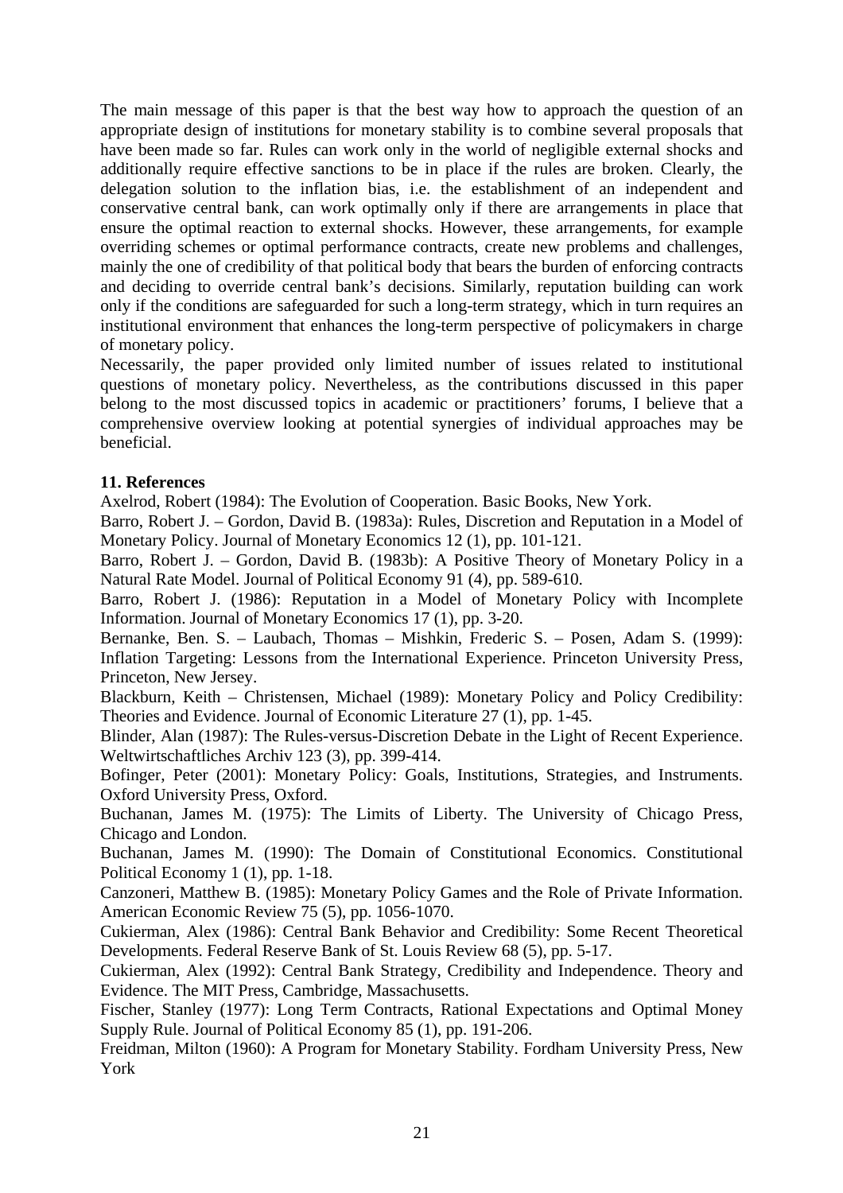The main message of this paper is that the best way how to approach the question of an appropriate design of institutions for monetary stability is to combine several proposals that have been made so far. Rules can work only in the world of negligible external shocks and additionally require effective sanctions to be in place if the rules are broken. Clearly, the delegation solution to the inflation bias, i.e. the establishment of an independent and conservative central bank, can work optimally only if there are arrangements in place that ensure the optimal reaction to external shocks. However, these arrangements, for example overriding schemes or optimal performance contracts, create new problems and challenges, mainly the one of credibility of that political body that bears the burden of enforcing contracts and deciding to override central bank's decisions. Similarly, reputation building can work only if the conditions are safeguarded for such a long-term strategy, which in turn requires an institutional environment that enhances the long-term perspective of policymakers in charge of monetary policy.

Necessarily, the paper provided only limited number of issues related to institutional questions of monetary policy. Nevertheless, as the contributions discussed in this paper belong to the most discussed topics in academic or practitioners' forums, I believe that a comprehensive overview looking at potential synergies of individual approaches may be beneficial.

## 11. References

Axelrod, Robert (1984): The Evolution of Cooperation. Basic Books, New York.

Barro, Robert J. – Gordon, David B. (1983a): Rules, Discretion and Reputation in a Model of Monetary Policy. Journal of Monetary Economics 12 (1), pp. 101-121.

Barro, Robert J. – Gordon, David B. (1983b): A Positive Theory of Monetary Policy in a Natural Rate Model. Journal of Political Economy 91 (4), pp. 589-610.

Barro, Robert J. (1986): Reputation in a Model of Monetary Policy with Incomplete Information. Journal of Monetary Economics 17 (1), pp. 3-20.

Bernanke, Ben. S. – Laubach, Thomas – Mishkin, Frederic S. – Posen, Adam S. (1999): Inflation Targeting: Lessons from the International Experience. Princeton University Press, Princeton, New Jersey.

Blackburn, Keith – Christensen, Michael (1989): Monetary Policy and Policy Credibility: Theories and Evidence. Journal of Economic Literature 27 (1), pp. 1-45.

Blinder, Alan (1987): The Rules-versus-Discretion Debate in the Light of Recent Experience. Weltwirtschaftliches Archiv 123 (3), pp. 399-414.

Bofinger, Peter (2001): Monetary Policy: Goals, Institutions, Strategies, and Instruments. Oxford University Press, Oxford.

Buchanan, James M. (1975): The Limits of Liberty. The University of Chicago Press, Chicago and London.

Buchanan, James M. (1990): The Domain of Constitutional Economics. Constitutional Political Economy 1 (1), pp. 1-18.

Canzoneri, Matthew B. (1985): Monetary Policy Games and the Role of Private Information. American Economic Review 75 (5), pp. 1056-1070.

Cukierman, Alex (1986): Central Bank Behavior and Credibility: Some Recent Theoretical Developments. Federal Reserve Bank of St. Louis Review 68 (5), pp. 5-17.

Cukierman, Alex (1992): Central Bank Strategy, Credibility and Independence. Theory and Evidence. The MIT Press, Cambridge, Massachusetts.

Fischer, Stanley (1977): Long Term Contracts, Rational Expectations and Optimal Money Supply Rule. Journal of Political Economy 85 (1), pp. 191-206.

Freidman, Milton (1960): A Program for Monetary Stability. Fordham University Press, New York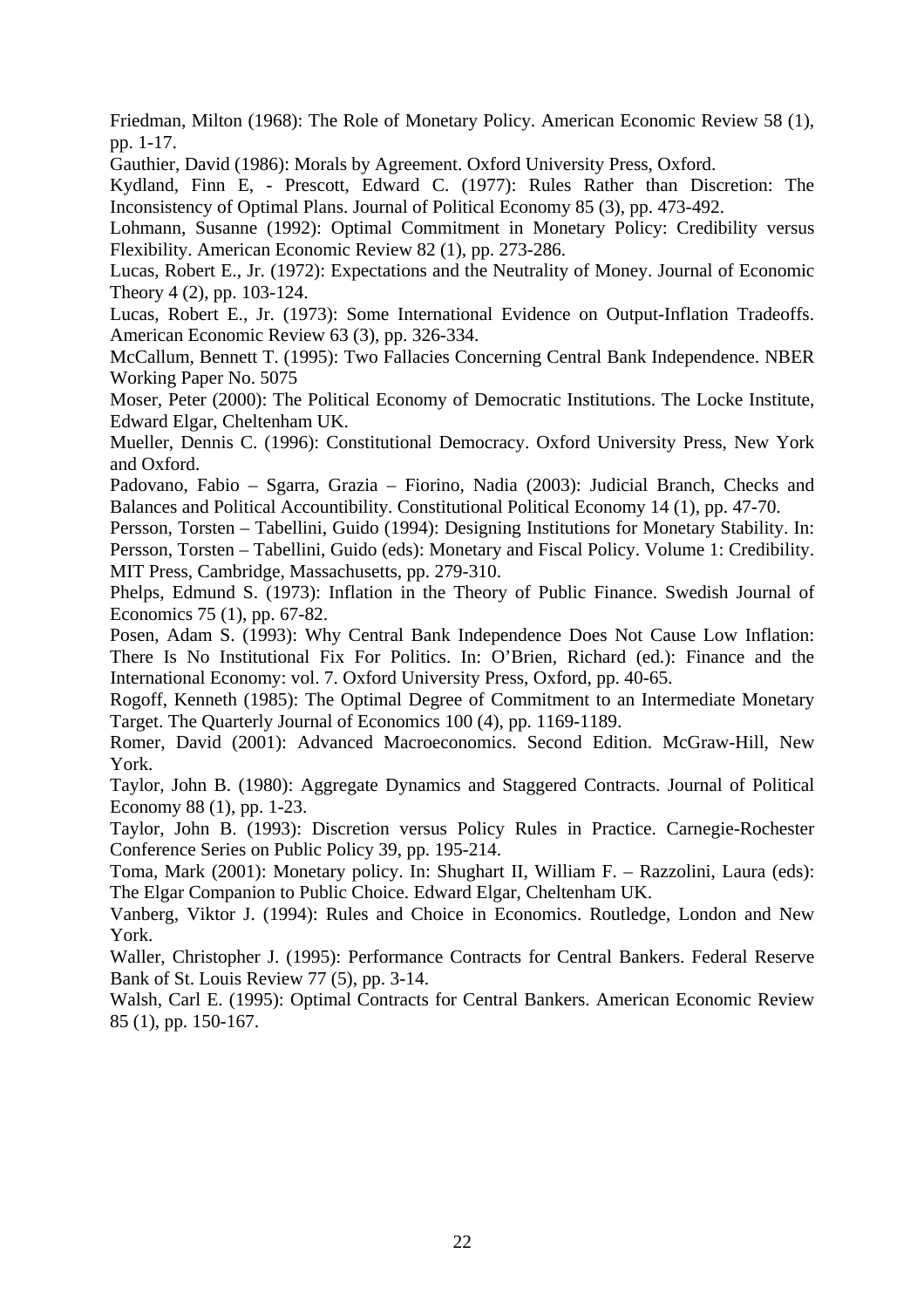Friedman, Milton (1968): The Role of Monetary Policy. American Economic Review 58 (1), pp. 1-17.

Gauthier, David (1986): Morals by Agreement. Oxford University Press, Oxford.

Kydland, Finn E, - Prescott, Edward C. (1977): Rules Rather than Discretion: The Inconsistency of Optimal Plans. Journal of Political Economy 85 (3), pp. 473-492.

Lohmann, Susanne (1992): Optimal Commitment in Monetary Policy: Credibility versus Flexibility. American Economic Review 82 (1), pp. 273-286.

Lucas, Robert E., Jr. (1972): Expectations and the Neutrality of Money. Journal of Economic Theory 4 (2), pp. 103-124.

Lucas, Robert E., Jr. (1973): Some International Evidence on Output-Inflation Tradeoffs. American Economic Review 63 (3), pp. 326-334.

McCallum, Bennett T. (1995): Two Fallacies Concerning Central Bank Independence. NBER Working Paper No. 5075

Moser, Peter (2000): The Political Economy of Democratic Institutions. The Locke Institute, Edward Elgar, Cheltenham UK.

Mueller, Dennis C. (1996): Constitutional Democracy. Oxford University Press, New York and Oxford.

Padovano, Fabio – Sgarra, Grazia – Fiorino, Nadia (2003): Judicial Branch, Checks and Balances and Political Accountibility. Constitutional Political Economy 14 (1), pp. 47-70.

Persson, Torsten – Tabellini, Guido (1994): Designing Institutions for Monetary Stability. In: Persson, Torsten – Tabellini, Guido (eds): Monetary and Fiscal Policy. Volume 1: Credibility. MIT Press, Cambridge, Massachusetts, pp. 279-310.

Phelps, Edmund S. (1973): Inflation in the Theory of Public Finance. Swedish Journal of Economics 75 (1), pp. 67-82.

Posen, Adam S. (1993): Why Central Bank Independence Does Not Cause Low Inflation: There Is No Institutional Fix For Politics. In: O'Brien, Richard (ed.): Finance and the International Economy: vol. 7. Oxford University Press, Oxford, pp. 40-65.

Rogoff, Kenneth (1985): The Optimal Degree of Commitment to an Intermediate Monetary Target. The Quarterly Journal of Economics 100 (4), pp. 1169-1189.

Romer, David (2001): Advanced Macroeconomics. Second Edition. McGraw-Hill, New York.

Taylor, John B. (1980): Aggregate Dynamics and Staggered Contracts. Journal of Political Economy 88 (1), pp. 1-23.

Taylor, John B. (1993): Discretion versus Policy Rules in Practice. Carnegie-Rochester Conference Series on Public Policy 39, pp. 195-214.

Toma, Mark (2001): Monetary policy. In: Shughart II, William F. – Razzolini, Laura (eds): The Elgar Companion to Public Choice. Edward Elgar, Cheltenham UK.

Vanberg, Viktor J. (1994): Rules and Choice in Economics. Routledge, London and New York.

Waller, Christopher J. (1995): Performance Contracts for Central Bankers. Federal Reserve Bank of St. Louis Review 77 (5), pp. 3-14.

Walsh, Carl E. (1995): Optimal Contracts for Central Bankers. American Economic Review 85 (1), pp. 150-167.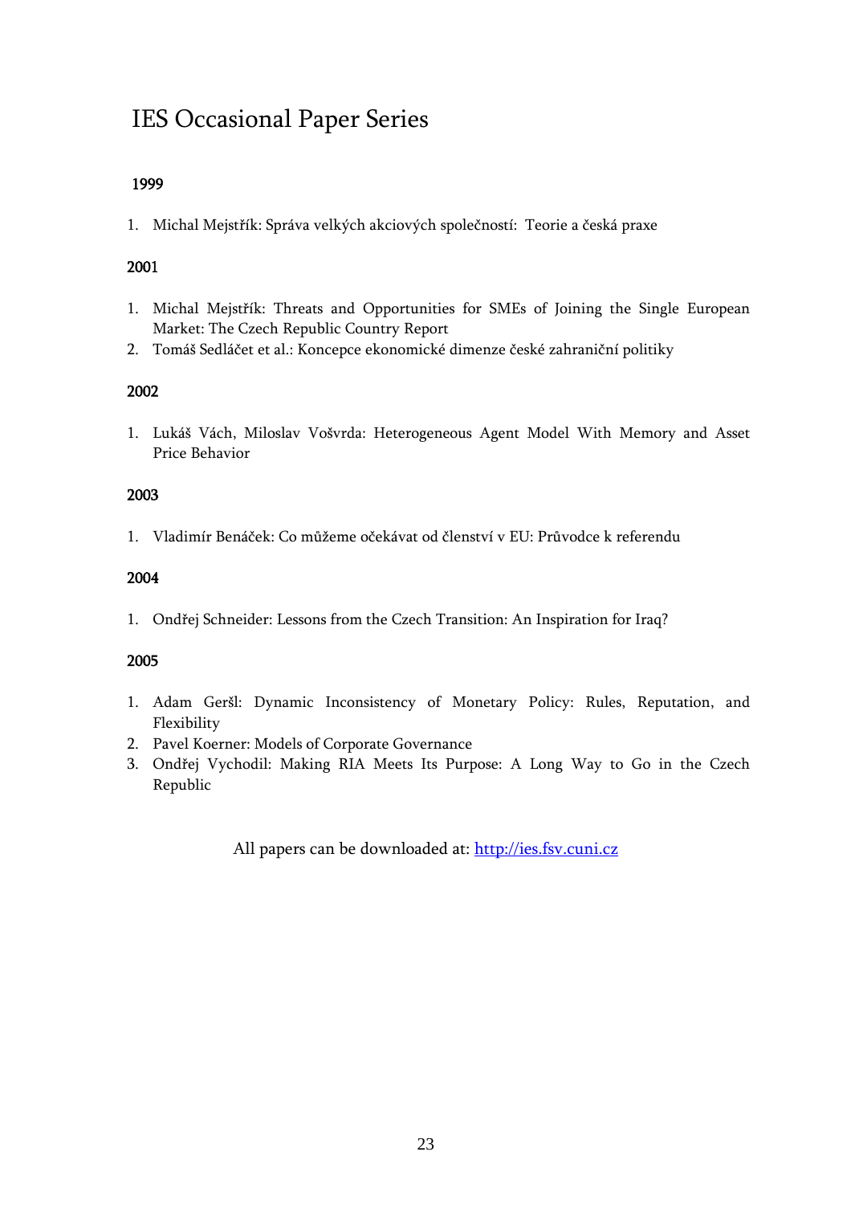# IES Occasional Paper Series

## 1999

1. Michal Mejstřík: Správa velkých akciových společností: Teorie a česká praxe

## 2001

1. Michal Mejstřík: Threats and Opportunities for SMEs of Joining the Single European Market: The Czech Republic Country Report
2. Tomáš Sedláčet et al.: Koncepce ekonomické dimenze české zahraniční politiky

## 2002

1. Lukáš Vách, Miloslav Vošvrda: Heterogeneous Agent Model With Memory and Asset Price Behavior

## 2003

1. Vladimír Benáček: Co můžeme očekávat od členství v EU: Průvodce k referendu

## 2004

1. Ondřej Schneider: Lessons from the Czech Transition: An Inspiration for Iraq?

## 2005

1. Adam Geršl: Dynamic Inconsistency of Monetary Policy: Rules, Reputation, and Flexibility
2. Pavel Koerner: Models of Corporate Governance
3. Ondřej Vychodil: Making RIA Meets Its Purpose: A Long Way to Go in the Czech Republic

All papers can be downloaded at: [http://ies.fsv.cuni.cz](http://ies.fsv.cuni.cz)